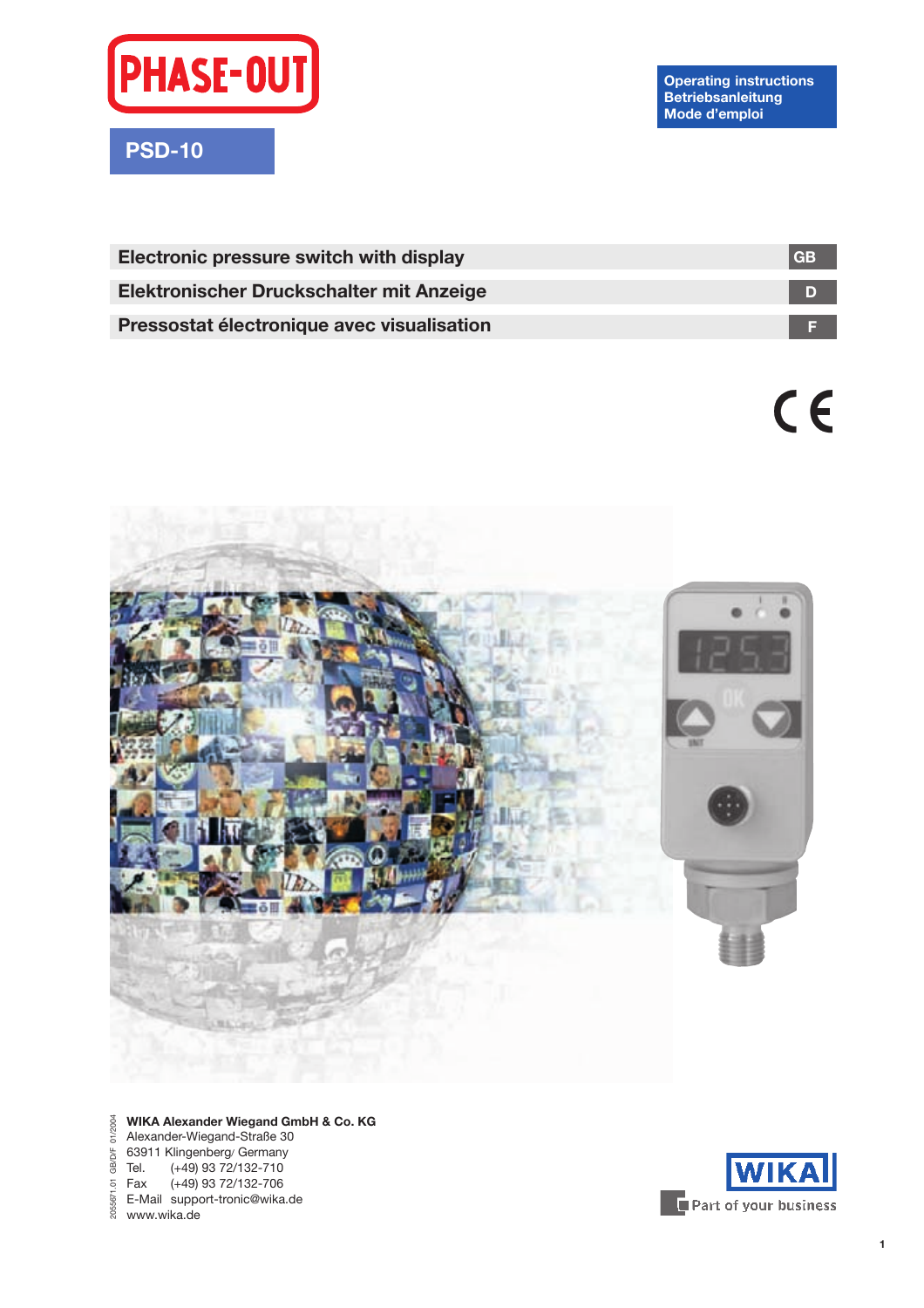PHASE-OUT

# PSD-10

**Operating instructions**
**Betriebsanleitung**
**Mode d'emploi**

| | |
|---|---|
| **Electronic pressure switch with display** | **GB** |
| **Elektronischer Druckschalter mit Anzeige** | **D** |
| **Pressostat électronique avec visualisation** | **F** |

CE

2055671.01 GB/D/F 01/2004

**WIKA Alexander Wiegand GmbH & Co. KG**
Alexander-Wiegand-Straße 30
63911 Klingenberg/ Germany
Tel. (+49) 93 72/132-710
Fax (+49) 93 72/132-706
E-Mail support-tronic@wika.de
www.wika.de

WIKA
Part of your business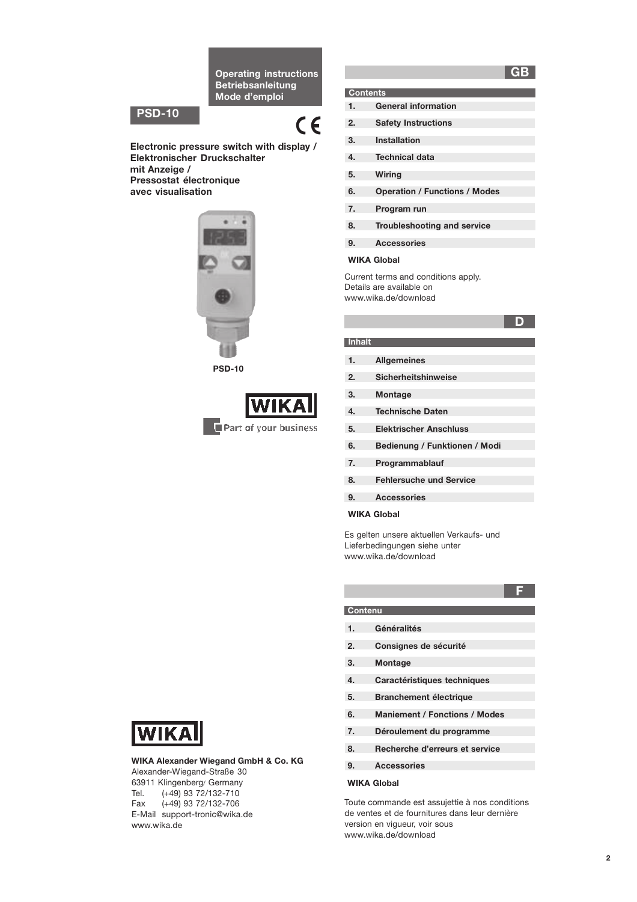**Operating instructions**
**Betriebsanleitung**
**Mode d'emploi**

**PSD-10**

**Electronic pressure switch with display / Elektronischer Druckschalter mit Anzeige / Pressostat électronique avec visualisation**

PSD-10

WIKA Part of your business

## GB

**Contents**

1. General information
2. Safety Instructions
3. Installation
4. Technical data
5. Wiring
6. Operation / Functions / Modes
7. Program run
8. Troubleshooting and service
9. Accessories

WIKA Global

Current terms and conditions apply. Details are available on www.wika.de/download

## D

**Inhalt**

1. Allgemeines
2. Sicherheitshinweise
3. Montage
4. Technische Daten
5. Elektrischer Anschluss
6. Bedienung / Funktionen / Modi
7. Programmablauf
8. Fehlersuche und Service
9. Accessories

WIKA Global

Es gelten unsere aktuellen Verkaufs- und Lieferbedingungen siehe unter www.wika.de/download

## F

**Contenu**

1. Généralités
2. Consignes de sécurité
3. Montage
4. Caractéristiques techniques
5. Branchement électrique
6. Maniement / Fonctions / Modes
7. Déroulement du programme
8. Recherche d'erreurs et service
9. Accessories

WIKA Global

Toute commande est assujettie à nos conditions de ventes et de fournitures dans leur dernière version en vigueur, voir sous www.wika.de/download

WIKA

**WIKA Alexander Wiegand GmbH & Co. KG**
Alexander-Wiegand-Straße 30
63911 Klingenberg/ Germany
Tel. (+49) 93 72/132-710
Fax (+49) 93 72/132-706
E-Mail support-tronic@wika.de
www.wika.de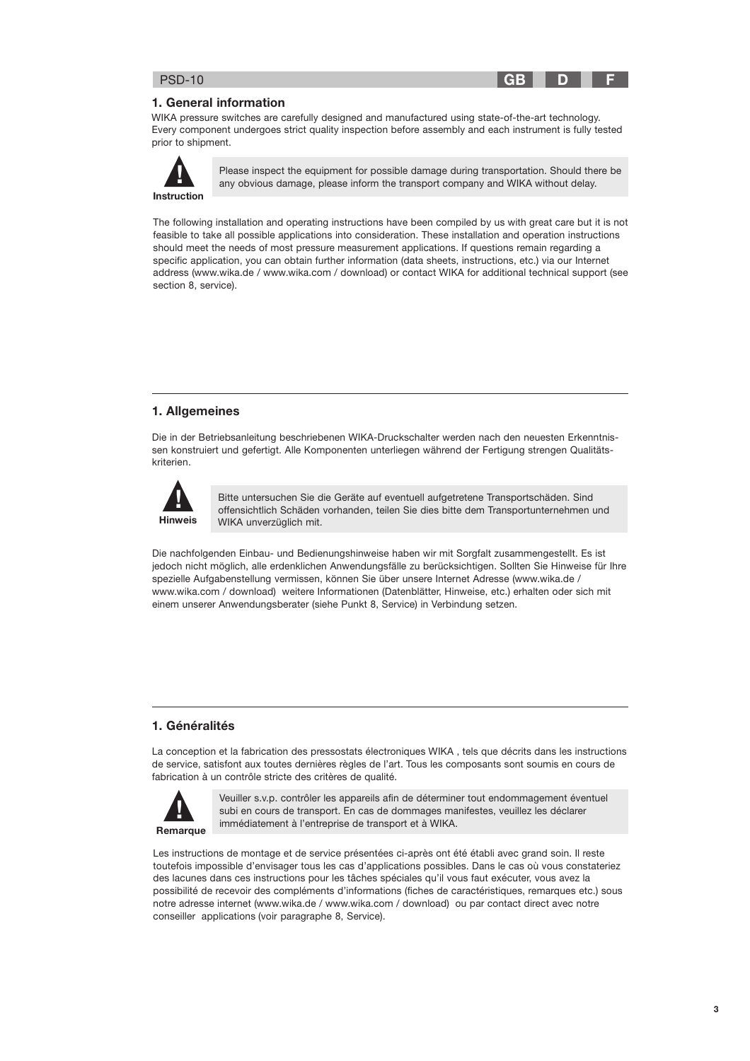## 1. General information

WIKA pressure switches are carefully designed and manufactured using state-of-the-art technology. Every component undergoes strict quality inspection before assembly and each instrument is fully tested prior to shipment.

**Instruction**

Please inspect the equipment for possible damage during transportation. Should there be any obvious damage, please inform the transport company and WIKA without delay.

The following installation and operating instructions have been compiled by us with great care but it is not feasible to take all possible applications into consideration. These installation and operation instructions should meet the needs of most pressure measurement applications. If questions remain regarding a specific application, you can obtain further information (data sheets, instructions, etc.) via our Internet address (www.wika.de / www.wika.com / download) or contact WIKA for additional technical support (see section 8, service).

## 1. Allgemeines

Die in der Betriebsanleitung beschriebenen WIKA-Druckschalter werden nach den neuesten Erkenntnissen konstruiert und gefertigt. Alle Komponenten unterliegen während der Fertigung strengen Qualitätskriterien.

**Hinweis**

Bitte untersuchen Sie die Geräte auf eventuell aufgetretene Transportschäden. Sind offensichtlich Schäden vorhanden, teilen Sie dies bitte dem Transportunternehmen und WIKA unverzüglich mit.

Die nachfolgenden Einbau- und Bedienungshinweise haben wir mit Sorgfalt zusammengestellt. Es ist jedoch nicht möglich, alle erdenklichen Anwendungsfälle zu berücksichtigen. Sollten Sie Hinweise für Ihre spezielle Aufgabenstellung vermissen, können Sie über unsere Internet Adresse (www.wika.de / www.wika.com / download) weitere Informationen (Datenblätter, Hinweise, etc.) erhalten oder sich mit einem unserer Anwendungsberater (siehe Punkt 8, Service) in Verbindung setzen.

## 1. Généralités

La conception et la fabrication des pressostats électroniques WIKA , tels que décrits dans les instructions de service, satisfont aux toutes dernières règles de l'art. Tous les composants sont soumis en cours de fabrication à un contrôle stricte des critères de qualité.

**Remarque**

Veuiller s.v.p. contrôler les appareils afin de déterminer tout endommagement éventuel subi en cours de transport. En cas de dommages manifestes, veuillez les déclarer immédiatement à l'entreprise de transport et à WIKA.

Les instructions de montage et de service présentées ci-après ont été établi avec grand soin. Il reste toutefois impossible d'envisager tous les cas d'applications possibles. Dans le cas où vous constateriez des lacunes dans ces instructions pour les tâches spéciales qu'il vous faut exécuter, vous avez la possibilité de recevoir des compléments d'informations (fiches de caractéristiques, remarques etc.) sous notre adresse internet (www.wika.de / www.wika.com / download) ou par contact direct avec notre conseiller applications (voir paragraphe 8, Service).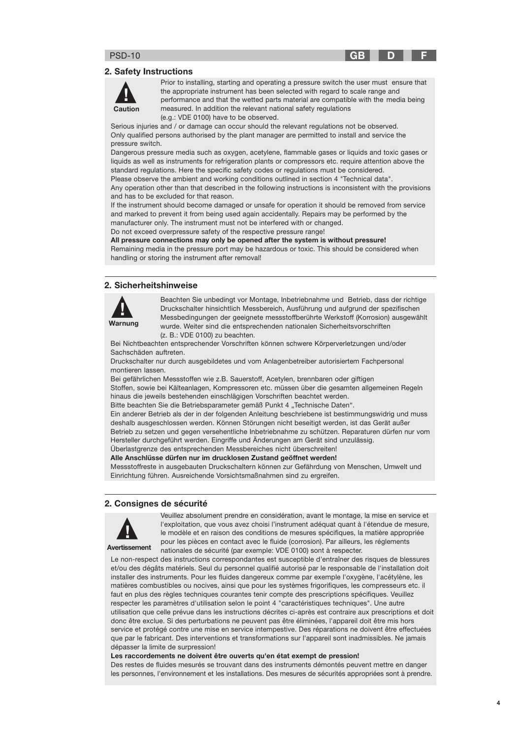## 2. Safety Instructions

**Caution**

Prior to installing, starting and operating a pressure switch the user must ensure that the appropriate instrument has been selected with regard to scale range and performance and that the wetted parts material are compatible with the media being measured. In addition the relevant national safety regulations (e.g.: VDE 0100) have to be observed.

Serious injuries and / or damage can occur should the relevant regulations not be observed.
Only qualified persons authorised by the plant manager are permitted to install and service the pressure switch.
Dangerous pressure media such as oxygen, acetylene, flammable gases or liquids and toxic gases or liquids as well as instruments for refrigeration plants or compressors etc. require attention above the standard regulations. Here the specific safety codes or regulations must be considered.
Please observe the ambient and working conditions outlined in section 4 "Technical data".
Any operation other than that described in the following instructions is inconsistent with the provisions and has to be excluded for that reason.
If the instrument should become damaged or unsafe for operation it should be removed from service and marked to prevent it from being used again accidentally. Repairs may be performed by the manufacturer only. The instrument must not be interfered with or changed.
Do not exceed overpressure safety of the respective pressure range!
**All pressure connections may only be opened after the system is without pressure!**
Remaining media in the pressure port may be hazardous or toxic. This should be considered when handling or storing the instrument after removal!

## 2. Sicherheitshinweise

**Warnung**

Beachten Sie unbedingt vor Montage, Inbetriebnahme und Betrieb, dass der richtige Druckschalter hinsichtlich Messbereich, Ausführung und aufgrund der spezifischen Messbedingungen der geeignete messstoffberührte Werkstoff (Korrosion) ausgewählt wurde. Weiter sind die entsprechenden nationalen Sicherheitsvorschriften (z. B.: VDE 0100) zu beachten.

Bei Nichtbeachten entsprechender Vorschriften können schwere Körperverletzungen und/oder Sachschäden auftreten.
Druckschalter nur durch ausgebildetes und vom Anlagenbetreiber autorisiertem Fachpersonal montieren lassen.
Bei gefährlichen Messstoffen wie z.B. Sauerstoff, Acetylen, brennbaren oder giftigen Stoffen, sowie bei Kälteanlagen, Kompressoren etc. müssen über die gesamten allgemeinen Regeln hinaus die jeweils bestehenden einschlägigen Vorschriften beachtet werden.
Bitte beachten Sie die Betriebsparameter gemäß Punkt 4 „Technische Daten".
Ein anderer Betrieb als der in der folgenden Anleitung beschriebene ist bestimmungswidrig und muss deshalb ausgeschlossen werden. Können Störungen nicht beseitigt werden, ist das Gerät außer Betrieb zu setzen und gegen versehentliche Inbetriebnahme zu schützen. Reparaturen dürfen nur vom Hersteller durchgeführt werden. Eingriffe und Änderungen am Gerät sind unzulässig.
Überlastgrenze des entsprechenden Messbereiches nicht überschreiten!
**Alle Anschlüsse dürfen nur im drucklosen Zustand geöffnet werden!**
Messstoffreste in ausgebauten Druckschaltern können zur Gefährdung von Menschen, Umwelt und Einrichtung führen. Ausreichende Vorsichtsmaßnahmen sind zu ergreifen.

## 2. Consignes de sécurité

**Avertissement**

Veuillez absolument prendre en considération, avant le montage, la mise en service et l'exploitation, que vous avez choisi l'instrument adéquat quant à l'étendue de mesure, le modèle et en raison des conditions de mesures spécifiques, la matière appropriée pour les pièces en contact avec le fluide (corrosion). Par ailleurs, les réglements nationales de sécurité (par exemple: VDE 0100) sont à respecter.

Le non-respect des instructions correspondantes est susceptible d'entraîner des risques de blessures et/ou des dégâts matériels. Seul du personnel qualifié autorisé par le responsable de l'installation doit installer des instruments. Pour les fluides dangereux comme par exemple l'oxygène, l'acétylène, les matières combustibles ou nocives, ainsi que pour les systèmes frigorifiques, les compresseurs etc. il faut en plus des règles techniques courantes tenir compte des prescriptions spécifiques. Veuillez respecter les paramètres d'utilisation selon le point 4 "caractéristiques techniques". Une autre utilisation que celle prévue dans les instructions décrites ci-après est contraire aux prescriptions et doit donc être exclue. Si des perturbations ne peuvent pas être éliminées, l'appareil doit être mis hors service et protégé contre une mise en service intempestive. Des réparations ne doivent être effectuées que par le fabricant. Des interventions et transformations sur l'appareil sont inadmissibles. Ne jamais dépasser la limite de surpression!
**Les raccordements ne doivent être ouverts qu'en état exempt de pression!**
Des restes de fluides mesurés se trouvant dans des instruments démontés peuvent mettre en danger les personnes, l'environnement et les installations. Des mesures de sécurités appropriées sont à prendre.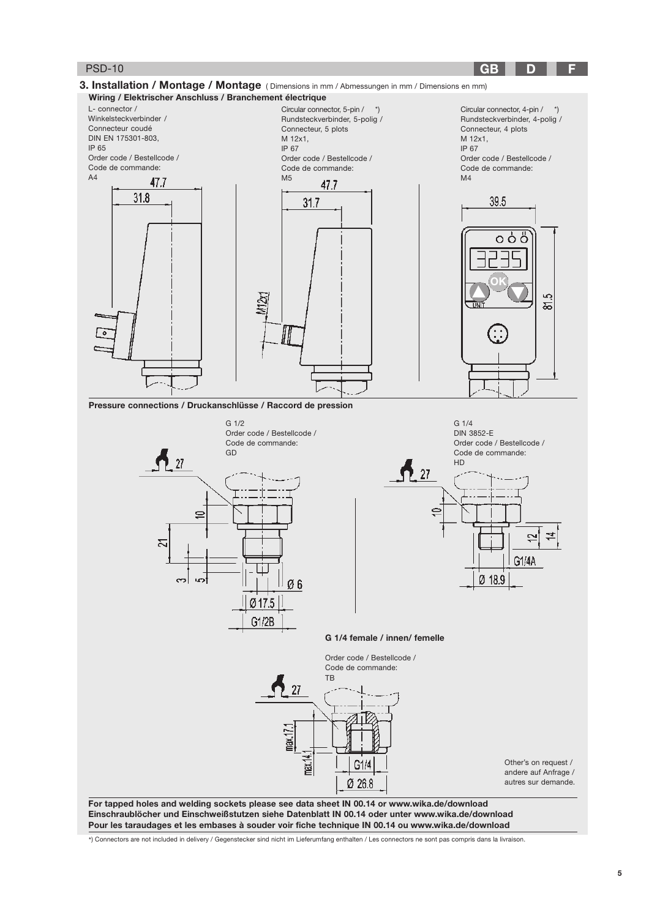## 3. Installation / Montage / Montage (Dimensions in mm / Abmessungen in mm / Dimensions en mm)

### Wiring / Elektrischer Anschluss / Branchement électrique

L- connector /
Winkelsteckverbinder /
Connecteur coudé
DIN EN 175301-803,
IP 65
Order code / Bestellcode /
Code de commande:
A4

47.7
31.8

Circular connector, 5-pin / *)
Rundsteckverbinder, 5-polig /
Connecteur, 5 plots
M 12x1,
IP 67
Order code / Bestellcode /
Code de commande:
M5

47.7
31.7
M12x1

Circular connector, 4-pin / *)
Rundsteckverbinder, 4-polig /
Connecteur, 4 plots
M 12x1,
IP 67
Order code / Bestellcode /
Code de commande:
M4

39.5
81.5

### Pressure connections / Druckanschlüsse / Raccord de pression

G 1/2
Order code / Bestellcode /
Code de commande:
GD

27
10
21
3
5
Ø 6
Ø 17.5
G1/2B

G 1/4
DIN 3852-E
Order code / Bestellcode /
Code de commande:
HD

27
10
12
14
G1/4A
Ø 18.9

**G 1/4 female / innen/ femelle**

Order code / Bestellcode /
Code de commande:
TB

27
max.17.1
max.14.1
G1/4
Ø 26.8

Other's on request /
andere auf Anfrage /
autres sur demande.

**For tapped holes and welding sockets please see data sheet IN 00.14 or www.wika.de/download**
**Einschraublöcher und Einschweißstutzen siehe Datenblatt IN 00.14 oder unter www.wika.de/download**
**Pour les taraudages et les embases à souder voir fiche technique IN 00.14 ou www.wika.de/download**

*) Connectors are not included in delivery / Gegenstecker sind nicht im Lieferumfang enthalten / Les connectors ne sont pas compris dans la livraison.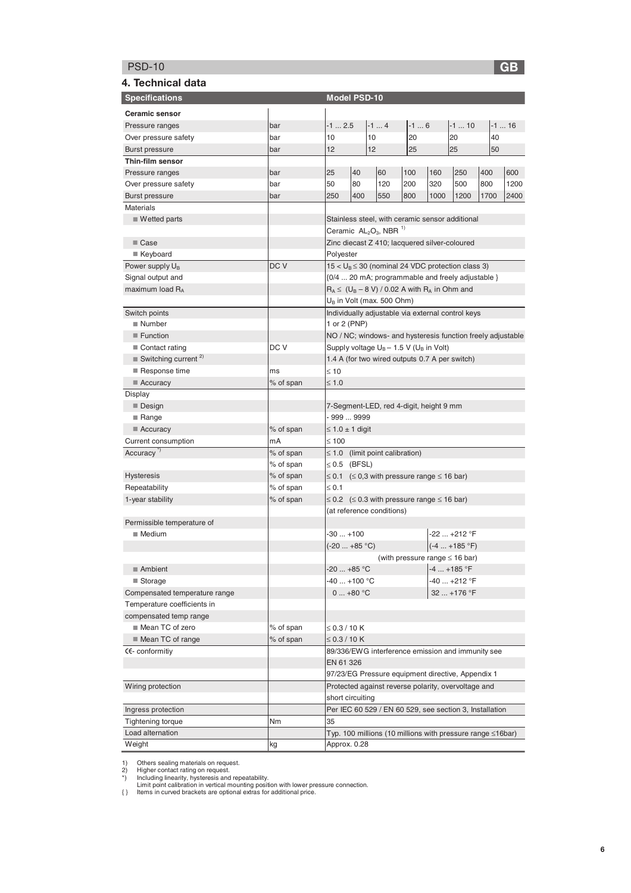## 4. Technical data

| Specifications | | Model PSD-10 | | | | | | | | |
|---|---|---|---|---|---|---|---|---|---|---|
| **Ceramic sensor** | | | | | | | | | | |
| Pressure ranges | bar | -1 ... 2.5 | | -1 ... 4 | | -1 ... 6 | | -1 ... 10 | | -1 ... 16 |
| Over pressure safety | bar | 10 | | 10 | | 20 | | 20 | | 40 |
| Burst pressure | bar | 12 | | 12 | | 25 | | 25 | | 50 |
| **Thin-film sensor** | | | | | | | | | | |
| Pressure ranges | bar | 25 | 40 | 60 | 100 | 160 | 250 | 400 | 600 | |
| Over pressure safety | bar | 50 | 80 | 120 | 200 | 320 | 500 | 800 | 1200 | |
| Burst pressure | bar | 250 | 400 | 550 | 800 | 1000 | 1200 | 1700 | 2400 | |
| Materials | | | | | | | | | | |
| ■ Wetted parts | | Stainless steel, with ceramic sensor additional Ceramic $AL_2O_3$, NBR [1)] | | | | | | | | |
| ■ Case | | Zinc diecast Z 410; lacquered silver-coloured | | | | | | | | |
| ■ Keyboard | | Polyester | | | | | | | | |
| Power supply $U_B$ | DC V | $15 < U_B \leq 30$ (nominal 24 VDC protection class 3) | | | | | | | | |
| Signal output and maximum load $R_A$ | | {0/4 ... 20 mA; programmable and freely adjustable } $R_A \leq (U_B - 8\text{ V}) / 0.02\text{ A}$ with $R_A$ in Ohm and $U_B$ in Volt (max. 500 Ohm) | | | | | | | | |
| Switch points | | Individually adjustable via external control keys | | | | | | | | |
| ■ Number | | 1 or 2 (PNP) | | | | | | | | |
| ■ Function | | NO / NC; windows- and hysteresis function freely adjustable | | | | | | | | |
| ■ Contact rating | DC V | Supply voltage $U_B - 1.5$ V ($U_B$ in Volt) | | | | | | | | |
| ■ Switching current [2)] | | 1.4 A (for two wired outputs 0.7 A per switch) | | | | | | | | |
| ■ Response time | ms | ≤ 10 | | | | | | | | |
| ■ Accuracy | % of span | ≤ 1.0 | | | | | | | | |
| Display | | | | | | | | | | |
| ■ Design | | 7-Segment-LED, red 4-digit, height 9 mm | | | | | | | | |
| ■ Range | | - 999 ... 9999 | | | | | | | | |
| ■ Accuracy | % of span | ≤ 1.0 ± 1 digit | | | | | | | | |
| Current consumption | mA | ≤ 100 | | | | | | | | |
| Accuracy [*)] | % of span | ≤ 1.0 (limit point calibration) | | | | | | | | |
| | % of span | ≤ 0.5 (BFSL) | | | | | | | | |
| Hysteresis | % of span | ≤ 0.1 (≤ 0,3 with pressure range ≤ 16 bar) | | | | | | | | |
| Repeatability | % of span | ≤ 0.1 | | | | | | | | |
| 1-year stability | % of span | ≤ 0.2 (≤ 0.3 with pressure range ≤ 16 bar) (at reference conditions) | | | | | | | | |
| Permissible temperature of | | | | | | | | | | |
| ■ Medium | | -30 ... +100 (-20 ... +85 °C) | | | | | -22 ... +212 °F (-4 ... +185 °F) | | | |
| | | (with pressure range ≤ 16 bar) | | | | | | | | |
| ■ Ambient | | -20 ... +85 °C | | | | | -4 ... +185 °F | | | |
| ■ Storage | | -40 ... +100 °C | | | | | -40 ... +212 °F | | | |
| Compensated temperature range | | 0 ... +80 °C | | | | | 32 ... +176 °F | | | |
| Temperature coefficients in compensated temp range | | | | | | | | | | |
| ■ Mean TC of zero | % of span | ≤ 0.3 / 10 K | | | | | | | | |
| ■ Mean TC of range | % of span | ≤ 0.3 / 10 K | | | | | | | | |
| CE- conformitiy | | 89/336/EWG interference emission and immunity see EN 61 326 97/23/EG Pressure equipment directive, Appendix 1 | | | | | | | | |
| Wiring protection | | Protected against reverse polarity, overvoltage and short circuiting | | | | | | | | |
| Ingress protection | | Per IEC 60 529 / EN 60 529, see section 3, Installation | | | | | | | | |
| Tightening torque | Nm | 35 | | | | | | | | |
| Load alternation | | Typ. 100 millions (10 millions with pressure range ≤16bar) | | | | | | | | |
| Weight | kg | Approx. 0.28 | | | | | | | | |

1) Others sealing materials on request.
2) Higher contact rating on request.
*) Including linearity, hysteresis and repeatability.
Limit point calibration in vertical mounting position with lower pressure connection.
{ } Items in curved brackets are optional extras for additional price.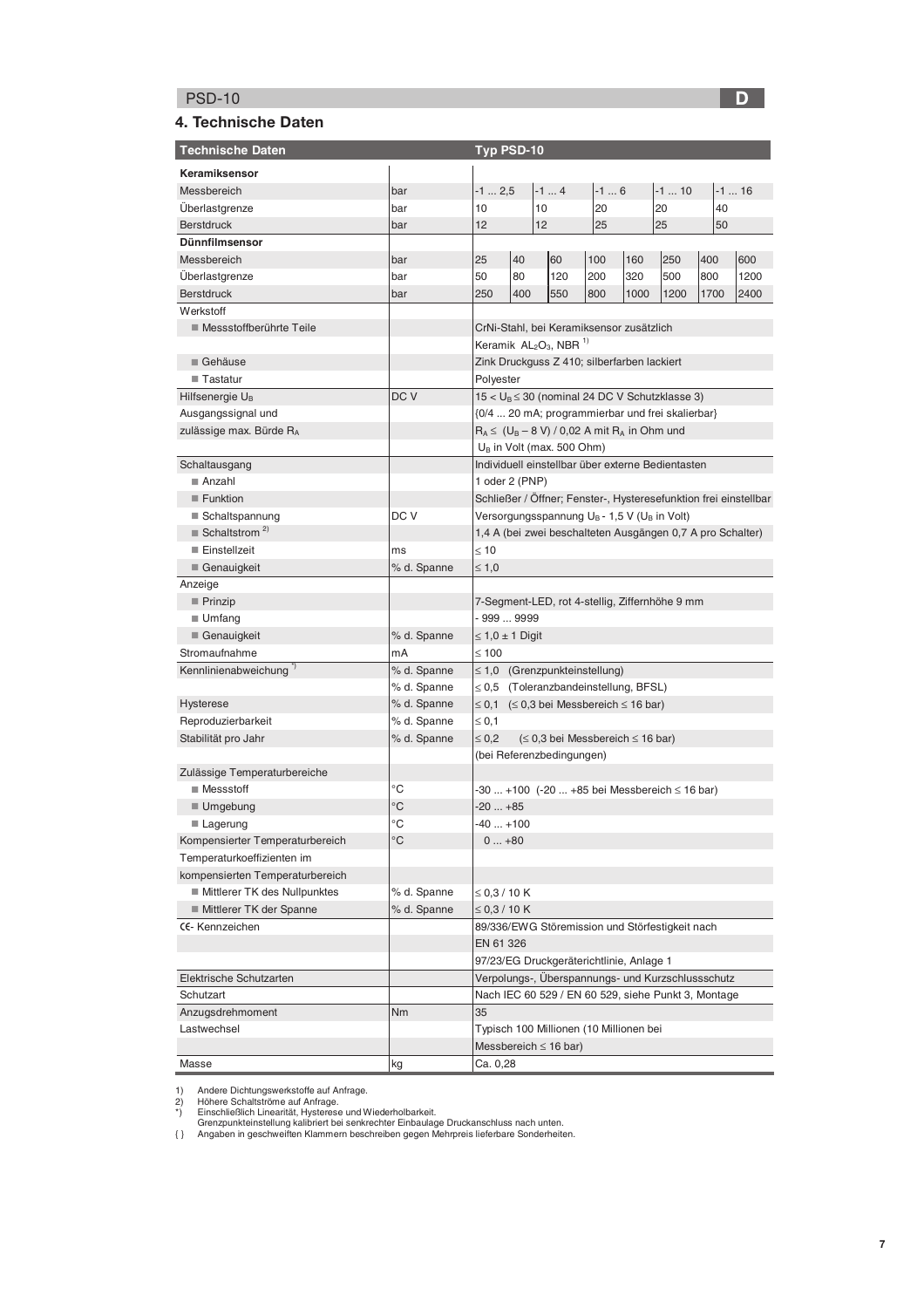## 4. Technische Daten

| Technische Daten | | Typ PSD-10 | | | | | | | |
|---|---|---|---|---|---|---|---|---|---|
| **Keramiksensor** | | | | | | | | | |
| Messbereich | bar | -1 ... 2,5 | | -1 ... 4 | -1 ... 6 | | -1 ... 10 | | -1 ... 16 |
| Überlastgrenze | bar | 10 | | 10 | 20 | | 20 | | 40 |
| Berstdruck | bar | 12 | | 12 | 25 | | 25 | | 50 |
| **Dünnfilmsensor** | | | | | | | | | |
| Messbereich | bar | 25 | 40 | 60 | 100 | 160 | 250 | 400 | 600 |
| Überlastgrenze | bar | 50 | 80 | 120 | 200 | 320 | 500 | 800 | 1200 |
| Berstdruck | bar | 250 | 400 | 550 | 800 | 1000 | 1200 | 1700 | 2400 |
| Werkstoff | | | | | | | | | |
| ■ Messstoffberührte Teile | | CrNi-Stahl, bei Keramiksensor zusätzlich Keramik $AL_2O_3$, NBR [1] | | | | | | | |
| ■ Gehäuse | | Zink Druckguss Z 410; silberfarben lackiert | | | | | | | |
| ■ Tastatur | | Polyester | | | | | | | |
| Hilfsenergie $U_B$ | DC V | 15 < $U_B$ ≤ 30 (nominal 24 DC V Schutzklasse 3) | | | | | | | |
| Ausgangssignal und zulässige max. Bürde $R_A$ | | {0/4 ... 20 mA; programmierbar und frei skalierbar} $R_A \leq (U_B - 8\ V) / 0{,}02\ A$ mit $R_A$ in Ohm und $U_B$ in Volt (max. 500 Ohm) | | | | | | | |
| Schaltausgang | | Individuell einstellbar über externe Bedientasten | | | | | | | |
| ■ Anzahl | | 1 oder 2 (PNP) | | | | | | | |
| ■ Funktion | | Schließer / Öffner; Fenster-, Hysteresefunktion frei einstellbar | | | | | | | |
| ■ Schaltspannung | DC V | Versorgungsspannung $U_B$ - 1,5 V ($U_B$ in Volt) | | | | | | | |
| ■ Schaltstrom [2] | | 1,4 A (bei zwei beschalteten Ausgängen 0,7 A pro Schalter) | | | | | | | |
| ■ Einstellzeit | ms | ≤ 10 | | | | | | | |
| ■ Genauigkeit | % d. Spanne | ≤ 1,0 | | | | | | | |
| Anzeige | | | | | | | | | |
| ■ Prinzip | | 7-Segment-LED, rot 4-stellig, Ziffernhöhe 9 mm | | | | | | | |
| ■ Umfang | | - 999 ... 9999 | | | | | | | |
| ■ Genauigkeit | % d. Spanne | ≤ 1,0 ± 1 Digit | | | | | | | |
| Stromaufnahme | mA | ≤ 100 | | | | | | | |
| Kennlinienabweichung [*] | % d. Spanne | ≤ 1,0 (Grenzpunkteinstellung) | | | | | | | |
| | % d. Spanne | ≤ 0,5 (Toleranzbandeinstellung, BFSL) | | | | | | | |
| Hysterese | % d. Spanne | ≤ 0,1 (≤ 0,3 bei Messbereich ≤ 16 bar) | | | | | | | |
| Reproduzierbarkeit | % d. Spanne | ≤ 0,1 | | | | | | | |
| Stabilität pro Jahr | % d. Spanne | ≤ 0,2 (≤ 0,3 bei Messbereich ≤ 16 bar) (bei Referenzbedingungen) | | | | | | | |
| Zulässige Temperaturbereiche | | | | | | | | | |
| ■ Messstoff | °C | -30 ... +100 (-20 ... +85 bei Messbereich ≤ 16 bar) | | | | | | | |
| ■ Umgebung | °C | -20 ... +85 | | | | | | | |
| ■ Lagerung | °C | -40 ... +100 | | | | | | | |
| Kompensierter Temperaturbereich | °C | 0 ... +80 | | | | | | | |
| Temperaturkoeffizienten im kompensierten Temperaturbereich | | | | | | | | | |
| ■ Mittlerer TK des Nullpunktes | % d. Spanne | ≤ 0,3 / 10 K | | | | | | | |
| ■ Mittlerer TK der Spanne | % d. Spanne | ≤ 0,3 / 10 K | | | | | | | |
| CE- Kennzeichen | | 89/336/EWG Störemission und Störfestigkeit nach EN 61 326 | | | | | | | |
| | | 97/23/EG Druckgeräterichtlinie, Anlage 1 | | | | | | | |
| Elektrische Schutzarten | | Verpolungs-, Überspannungs- und Kurzschlussschutz | | | | | | | |
| Schutzart | | Nach IEC 60 529 / EN 60 529, siehe Punkt 3, Montage | | | | | | | |
| Anzugsdrehmoment | Nm | 35 | | | | | | | |
| Lastwechsel | | Typisch 100 Millionen (10 Millionen bei Messbereich ≤ 16 bar) | | | | | | | |
| Masse | kg | Ca. 0,28 | | | | | | | |

1) Andere Dichtungswerkstoffe auf Anfrage.
2) Höhere Schaltströme auf Anfrage.
*) Einschließlich Linearität, Hysterese und Wiederholbarkeit.
Grenzpunkteinstellung kalibriert bei senkrechter Einbaulage Druckanschluss nach unten.
{ } Angaben in geschweiften Klammern beschreiben gegen Mehrpreis lieferbare Sonderheiten.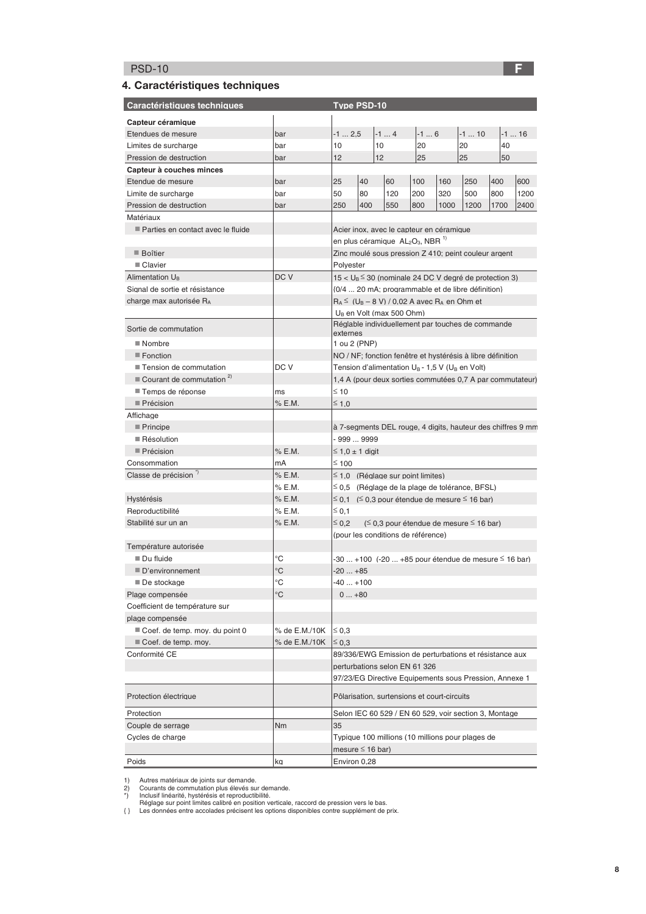## 4. Caractéristiques techniques

| Caractéristiques techniques | | Type PSD-10 | | | | | | | |
|---|---|---|---|---|---|---|---|---|---|
| **Capteur céramique** | | | | | | | | | |
| Etendues de mesure | bar | -1 ... 2,5 | | -1 ... 4 | -1 ... 6 | | -1 ... 10 | | -1 ... 16 |
| Limites de surcharge | bar | 10 | | 10 | 20 | | 20 | | 40 |
| Pression de destruction | bar | 12 | | 12 | 25 | | 25 | | 50 |
| **Capteur à couches minces** | | | | | | | | | |
| Etendue de mesure | bar | 25 | 40 | 60 | 100 | 160 | 250 | 400 | 600 |
| Limite de surcharge | bar | 50 | 80 | 120 | 200 | 320 | 500 | 800 | 1200 |
| Pression de destruction | bar | 250 | 400 | 550 | 800 | 1000 | 1200 | 1700 | 2400 |
| Matériaux | | | | | | | | | |
| ■ Parties en contact avec le fluide | | Acier inox, avec le capteur en céramique | | | | | | | |
| | | en plus céramique $AL_2O_3$, NBR [1] | | | | | | | |
| ■ Boîtier | | Zinc moulé sous pression Z 410; peint couleur argent | | | | | | | |
| ■ Clavier | | Polyester | | | | | | | |
| Alimentation $U_B$ | DC V | $15 < U_B \leq 30$ (nominale 24 DC V degré de protection 3) | | | | | | | |
| Signal de sortie et résistance | | {0/4 ... 20 mA; programmable et de libre définition} | | | | | | | |
| charge max autorisée $R_A$ | | $R_A \leq (U_B - 8\ V) / 0{,}02\ A$ avec $R_A$ en Ohm et | | | | | | | |
| | | $U_B$ en Volt (max 500 Ohm) | | | | | | | |
| Sortie de commutation | | Réglable individuellement par touches de commande externes | | | | | | | |
| ■ Nombre | | 1 ou 2 (PNP) | | | | | | | |
| ■ Fonction | | NO / NF; fonction fenêtre et hystérésis à libre définition | | | | | | | |
| ■ Tension de commutation | DC V | Tension d'alimentation $U_B$ - 1,5 V ($U_B$ en Volt) | | | | | | | |
| ■ Courant de commutation [2] | | 1,4 A (pour deux sorties commutées 0,7 A par commutateur) | | | | | | | |
| ■ Temps de réponse | ms | ≤ 10 | | | | | | | |
| ■ Précision | % E.M. | ≤ 1,0 | | | | | | | |
| Affichage | | | | | | | | | |
| ■ Principe | | à 7-segments DEL rouge, 4 digits, hauteur des chiffres 9 mm | | | | | | | |
| ■ Résolution | | - 999 ... 9999 | | | | | | | |
| ■ Précision | % E.M. | ≤ 1,0 ± 1 digit | | | | | | | |
| Consommation | mA | ≤ 100 | | | | | | | |
| Classe de précision *) | % E.M. | ≤ 1,0 (Réglage sur point limites) | | | | | | | |
| | % E.M. | ≤ 0,5 (Réglage de la plage de tolérance, BFSL) | | | | | | | |
| Hystérésis | % E.M. | ≤ 0,1 (≤ 0,3 pour étendue de mesure ≤ 16 bar) | | | | | | | |
| Reproductibilité | % E.M. | ≤ 0,1 | | | | | | | |
| Stabilité sur un an | % E.M. | ≤ 0,2 (≤ 0,3 pour étendue de mesure ≤ 16 bar) | | | | | | | |
| | | (pour les conditions de référence) | | | | | | | |
| Température autorisée | | | | | | | | | |
| ■ Du fluide | °C | -30 ... +100 (-20 ... +85 pour étendue de mesure ≤ 16 bar) | | | | | | | |
| ■ D'environnement | °C | -20 ... +85 | | | | | | | |
| ■ De stockage | °C | -40 ... +100 | | | | | | | |
| Plage compensée | °C | 0 ... +80 | | | | | | | |
| Coefficient de température sur plage compensée | | | | | | | | | |
| ■ Coef. de temp. moy. du point 0 | % de E.M./10K | ≤ 0,3 | | | | | | | |
| ■ Coef. de temp. moy. | % de E.M./10K | ≤ 0,3 | | | | | | | |
| Conformité CE | | 89/336/EWG Emission de perturbations et résistance aux | | | | | | | |
| | | perturbations selon EN 61 326 | | | | | | | |
| | | 97/23/EG Directive Equipements sous Pression, Annexe 1 | | | | | | | |
| Protection électrique | | Pôlarisation, surtensions et court-circuits | | | | | | | |
| Protection | | Selon IEC 60 529 / EN 60 529, voir section 3, Montage | | | | | | | |
| Couple de serrage | Nm | 35 | | | | | | | |
| Cycles de charge | | Typique 100 millions (10 millions pour plages de | | | | | | | |
| | | mesure ≤ 16 bar) | | | | | | | |
| Poids | kg | Environ 0,28 | | | | | | | |

1) Autres matériaux de joints sur demande.
2) Courants de commutation plus élevés sur demande.
*) Inclusif linéarité, hystérésis et reproductibilité.
Réglage sur point limites calibré en position verticale, raccord de pression vers le bas.
{ } Les données entre accolades précisent les options disponibles contre supplément de prix.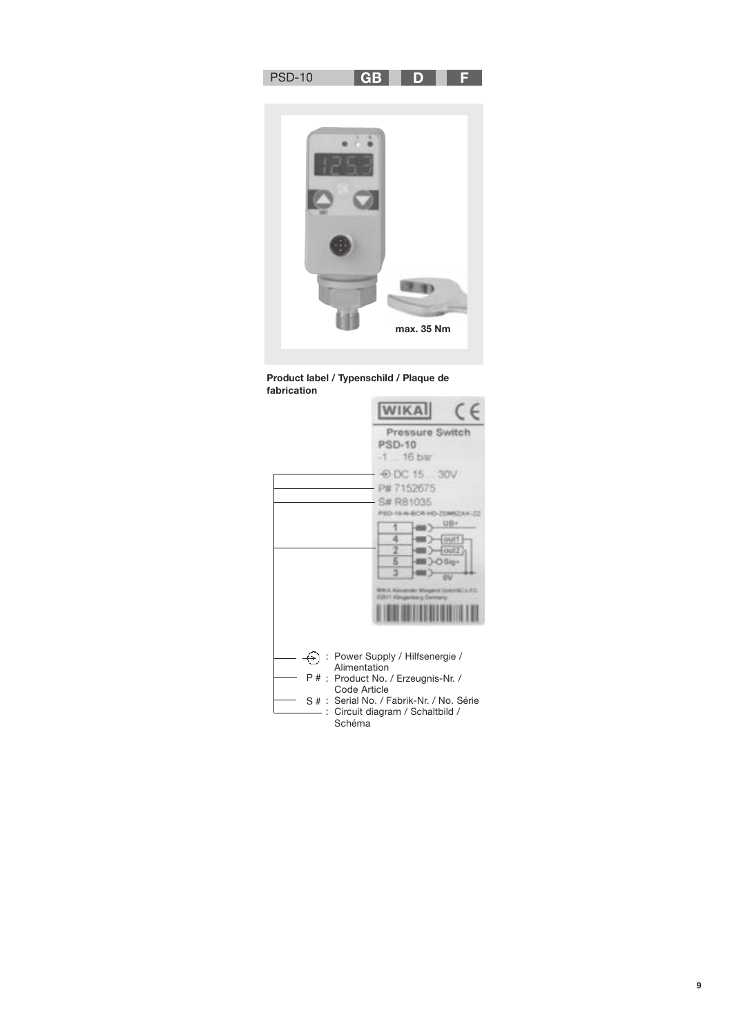PSD-10 **GB** **D** **F**

max. 35 Nm

**Product label / Typenschild / Plaque de fabrication**

WIKA CE

Pressure Switch
PSD-10
-1 ... 16 bar

DC 15 ... 30V
P# 7152675
S# R81035
PSD-10-N-BCR-HD-ZDMBZAK-ZZ

| | | |
|---|---|---|
| 1 | | UB+ |
| 4 | | out1 |
| 2 | | out2 |
| 5 | | Sig+ |
| 3 | | 0V |

WIKA Alexander Wiegand GmbH&Co.KG
63911 Klingenberg Germany

- ⊕ : Power Supply / Hilfsenergie / Alimentation
- P # : Product No. / Erzeugnis-Nr. / Code Article
- S # : Serial No. / Fabrik-Nr. / No. Série
- : Circuit diagram / Schaltbild / Schéma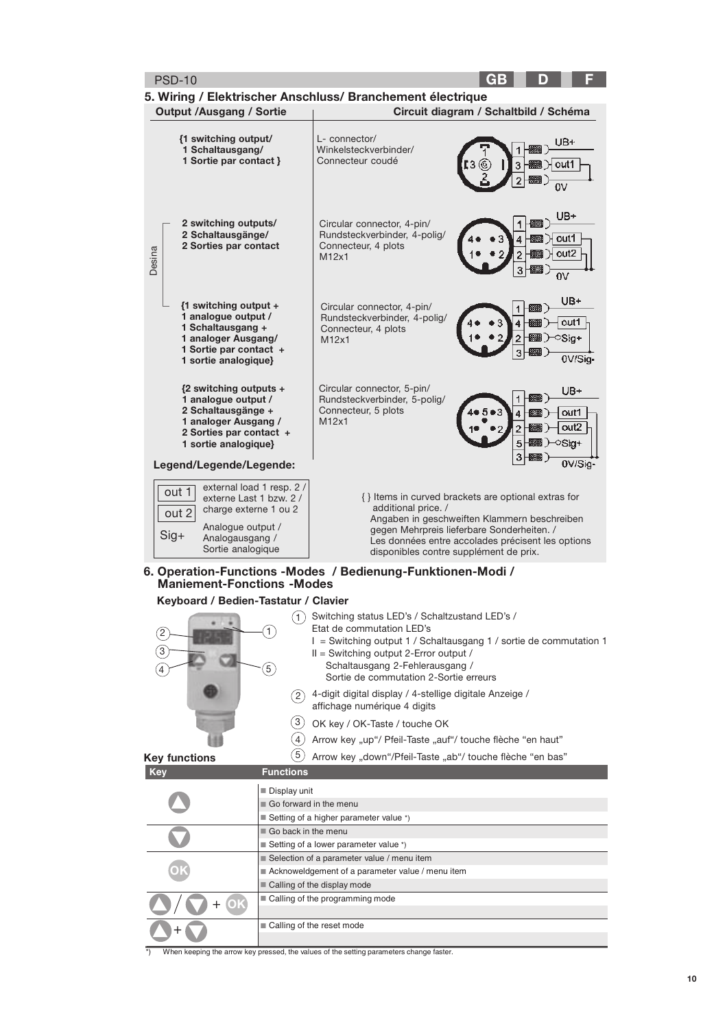## 5. Wiring / Elektrischer Anschluss/ Branchement électrique

| Output /Ausgang / Sortie | Circuit diagram / Schaltbild / Schéma |
|---|---|
| {1 switching output/ 1 Schaltausgang/ 1 Sortie par contact } | L- connector/ Winkelsteckverbinder/ Connecteur coudé — 1: UB+, 3: out1, 2: 0V |
| Desina: 2 switching outputs/ 2 Schaltausgänge/ 2 Sorties par contact | Circular connector, 4-pin/ Rundsteckverbinder, 4-polig/ Connecteur, 4 plots M12x1 — 1: UB+, 4: out1, 2: out2, 3: 0V |
| Desina: {1 switching output + 1 analogue output / 1 Schaltausgang + 1 analoger Ausgang/ 1 Sortie par contact + 1 sortie analogique} | Circular connector, 4-pin/ Rundsteckverbinder, 4-polig/ Connecteur, 4 plots M12x1 — 1: UB+, 4: out1, 2: Sig+, 3: 0V/Sig- |
| {2 switching outputs + 1 analogue output / 2 Schaltausgänge + 1 analoger Ausgang / 2 Sorties par contact + 1 sortie analogique} | Circular connector, 5-pin/ Rundsteckverbinder, 5-polig/ Connecteur, 5 plots M12x1 — 1: UB+, 4: out1, 2: out2, 5: Sig+, 3: 0V/Sig- |

**Legend/Legende/Legende:**

- out 1 / out 2: external load 1 resp. 2 / externe Last 1 bzw. 2 / charge externe 1 ou 2
- Sig+: Analogue output / Analogausgang / Sortie analogique

{ } Items in curved brackets are optional extras for additional price. / Angaben in geschweiften Klammern beschreiben gegen Mehrpreis lieferbare Sonderheiten. / Les données entre accolades précisent les options disponibles contre supplément de prix.

## 6. Operation-Functions -Modes / Bedienung-Funktionen-Modi / Maniement-Fonctions -Modes

### Keyboard / Bedien-Tastatur / Clavier

1. Switching status LED's / Schaltzustand LED's / Etat de commutation LED's
   - I = Switching output 1 / Schaltausgang 1 / sortie de commutation 1
   - II = Switching output 2-Error output / Schaltausgang 2-Fehlerausgang / Sortie de commutation 2-Sortie erreurs
2. 4-digit digital display / 4-stellige digitale Anzeige / affichage numérique 4 digits
3. OK key / OK-Taste / touche OK
4. Arrow key „up“/ Pfeil-Taste „auf“/ touche flèche “en haut”
5. Arrow key „down“/Pfeil-Taste „ab“/ touche flèche “en bas”

### Key functions

| Key | Functions |
|---|---|
| ▲ | Display unit<br>Go forward in the menu<br>Setting of a higher parameter value *) |
| ▼ | Go back in the menu<br>Setting of a lower parameter value *) |
| OK | Selection of a parameter value / menu item<br>Acknoweldgement of a parameter value / menu item<br>Calling of the display mode |
| ▲ / ▼ + OK | Calling of the programming mode |
| ▲ + ▼ | Calling of the reset mode |

*) When keeping the arrow key pressed, the values of the setting parameters change faster.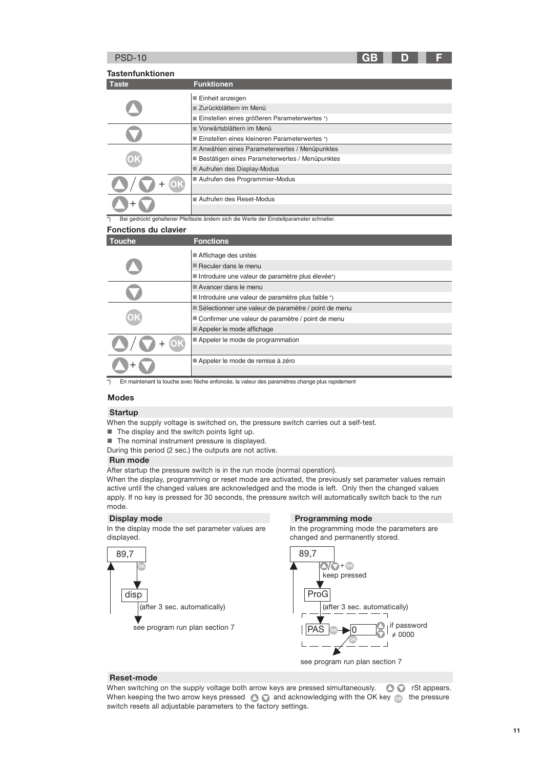## Tastenfunktionen

| Taste | Funktionen |
|---|---|
| ▲ | ■ Einheit anzeigen<br>■ Zurückblättern im Menü<br>■ Einstellen eines größeren Parameterwertes *) |
| ▼ | ■ Vorwärtsblättern im Menü<br>■ Einstellen eines kleineren Parameterwertes *) |
| OK | ■ Anwählen eines Parameterwertes / Menüpunktes<br>■ Bestätigen eines Parameterwertes / Menüpunktes<br>■ Aufrufen des Display-Modus |
| ▲ / ▼ + OK | ■ Aufrufen des Programmier-Modus |
| ▲ + ▼ | ■ Aufrufen des Reset-Modus |

*) Bei gedrückt gehaltener Pfeiltaste ändern sich die Werte der Einstellparameter schneller.

## Fonctions du clavier

| Touche | Fonctions |
|---|---|
| ▲ | ■ Affichage des unités<br>■ Reculer dans le menu<br>■ Introduire une valeur de paramètre plus élevée*) |
| ▼ | ■ Avancer dans le menu<br>■ Introduire une valeur de paramètre plus faible *) |
| OK | ■ Sélectionner une valeur de paramètre / point de menu<br>■ Confirmer une valeur de paramètre / point de menu<br>■ Appeler le mode affichage |
| ▲ / ▼ + OK | ■ Appeler le mode de programmation |
| ▲ + ▼ | ■ Appeler le mode de remise à zéro |

*) En maintenant la touche avec flèche enfoncée, la valeur des paramètres change plus rapidement

## Modes

### Startup

When the supply voltage is switched on, the pressure switch carries out a self-test.

- The display and the switch points light up.
- The nominal instrument pressure is displayed.

During this period (2 sec.) the outputs are not active.

### Run mode

After startup the pressure switch is in the run mode (normal operation).
When the display, programming or reset mode are activated, the previously set parameter values remain active until the changed values are acknowledged and the mode is left. Only then the changed values apply. If no key is pressed for 30 seconds, the pressure switch will automatically switch back to the run mode.

### Display mode

In the display mode the set parameter values are displayed.

89,7 → OK → disp → (after 3 sec. automatically) → see program run plan section 7

### Programming mode

In the programming mode the parameters are changed and permanently stored.

89,7 → ▲/▼ + OK keep pressed → ProG → (after 3 sec. automatically) → PAS → OK → 0 → ▲▼ if password ≠ 0000 → OK → see program run plan section 7

### Reset-mode

When switching on the supply voltage both arrow keys are pressed simultaneously. ▲ ▼ rSt appears.
When keeping the two arrow keys pressed ▲ ▼ and acknowledging with the OK key OK the pressure switch resets all adjustable parameters to the factory settings.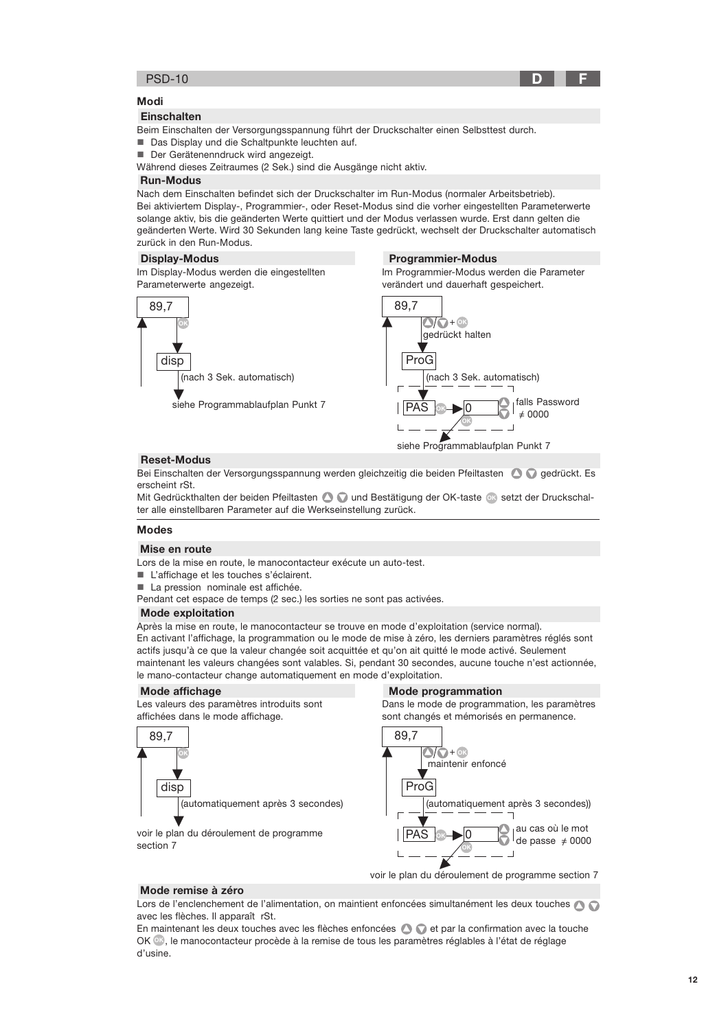## Modi

### Einschalten

Beim Einschalten der Versorgungsspannung führt der Druckschalter einen Selbsttest durch.

- Das Display und die Schaltpunkte leuchten auf.
- Der Gerätenenndruck wird angezeigt.

Während dieses Zeitraumes (2 Sek.) sind die Ausgänge nicht aktiv.

### Run-Modus

Nach dem Einschalten befindet sich der Druckschalter im Run-Modus (normaler Arbeitsbetrieb).
Bei aktiviertem Display-, Programmier-, oder Reset-Modus sind die vorher eingestellten Parameterwerte solange aktiv, bis die geänderten Werte quittiert und der Modus verlassen wurde. Erst dann gelten die geänderten Werte. Wird 30 Sekunden lang keine Taste gedrückt, wechselt der Druckschalter automatisch zurück in den Run-Modus.

### Display-Modus

Im Display-Modus werden die eingestellten Parameterwerte angezeigt.

89,7
OK
disp
(nach 3 Sek. automatisch)
siehe Programmablaufplan Punkt 7

### Programmier-Modus

Im Programmier-Modus werden die Parameter verändert und dauerhaft gespeichert.

89,7
▲/▼ + OK
gedrückt halten
ProG
(nach 3 Sek. automatisch)
PAS OK 0 ▲▼ falls Password ≠ 0000
OK
siehe Programmablaufplan Punkt 7

### Reset-Modus

Bei Einschalten der Versorgungsspannung werden gleichzeitig die beiden Pfeiltasten ▲ ▼ gedrückt. Es erscheint rSt.
Mit Gedrückthalten der beiden Pfeiltasten ▲ ▼ und Bestätigung der OK-taste OK setzt der Druckschalter alle einstellbaren Parameter auf die Werkseinstellung zurück.

## Modes

### Mise en route

Lors de la mise en route, le manocontacteur exécute un auto-test.

- L'affichage et les touches s'éclairent.
- La pression nominale est affichée.

Pendant cet espace de temps (2 sec.) les sorties ne sont pas activées.

### Mode exploitation

Après la mise en route, le manocontacteur se trouve en mode d'exploitation (service normal).
En activant l'affichage, la programmation ou le mode de mise à zéro, les derniers paramètres réglés sont actifs jusqu'à ce que la valeur changée soit acquittée et qu'on ait quitté le mode activé. Seulement maintenant les valeurs changées sont valables. Si, pendant 30 secondes, aucune touche n'est actionnée, le mano-contacteur change automatiquement en mode d'exploitation.

### Mode affichage

Les valeurs des paramètres introduits sont affichées dans le mode affichage.

89,7
OK
disp
(automatiquement après 3 secondes)
voir le plan du déroulement de programme section 7

### Mode programmation

Dans le mode de programmation, les paramètres sont changés et mémorisés en permanence.

89,7
▲/▼ + OK
maintenir enfoncé
ProG
(automatiquement après 3 secondes))
PAS OK 0 ▲▼ au cas où le mot de passe ≠ 0000
OK
voir le plan du déroulement de programme section 7

### Mode remise à zéro

Lors de l'enclenchement de l'alimentation, on maintient enfoncées simultanément les deux touches ▲ ▼ avec les flèches. Il apparaît rSt.
En maintenant les deux touches avec les flèches enfoncées ▲ ▼ et par la confirmation avec la touche OK OK, le manocontacteur procède à la remise de tous les paramètres réglables à l'état de réglage d'usine.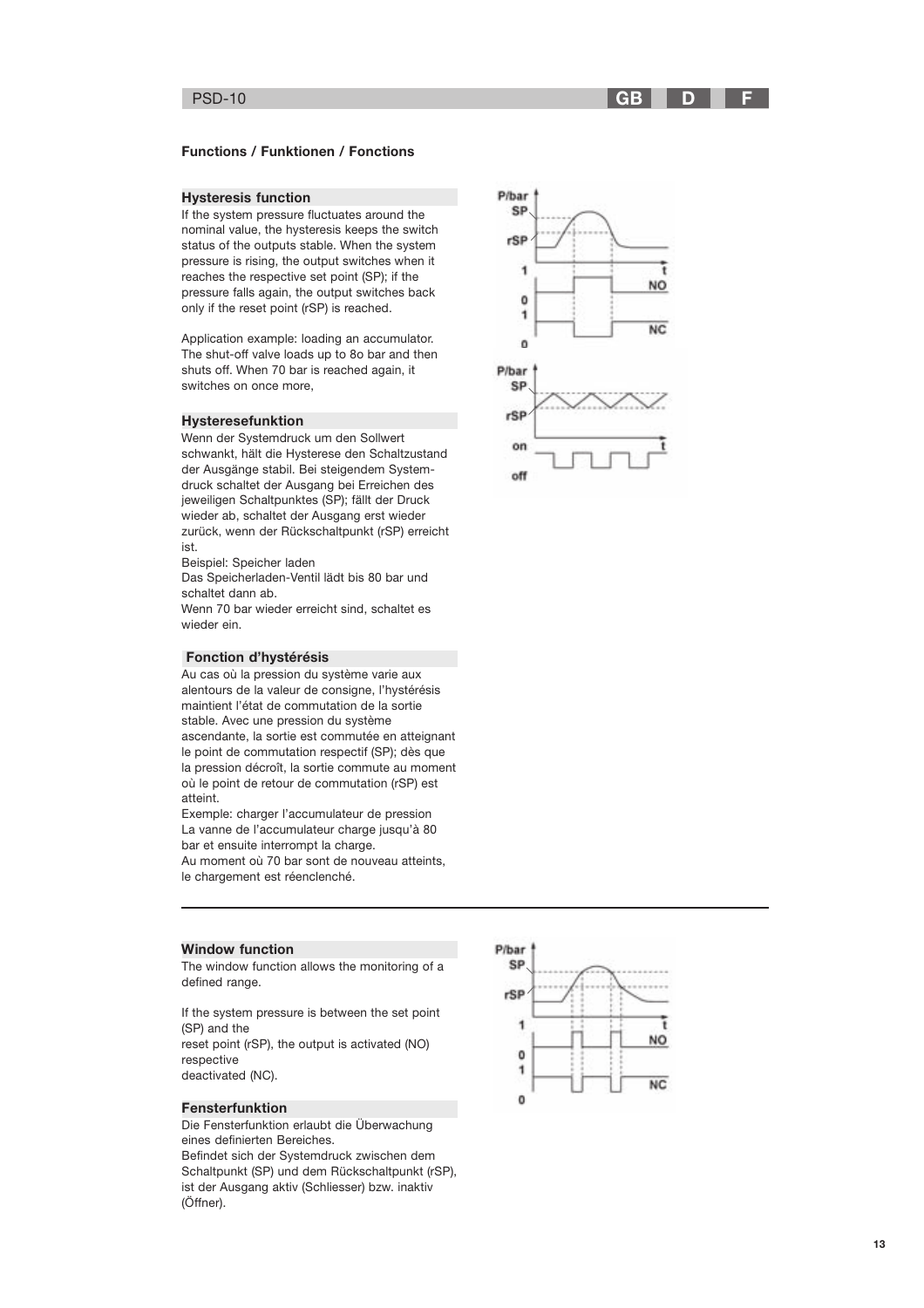## Functions / Funktionen / Fonctions

### Hysteresis function

If the system pressure fluctuates around the nominal value, the hysteresis keeps the switch status of the outputs stable. When the system pressure is rising, the output switches when it reaches the respective set point (SP); if the pressure falls again, the output switches back only if the reset point (rSP) is reached.

Application example: loading an accumulator. The shut-off valve loads up to 8o bar and then shuts off. When 70 bar is reached again, it switches on once more,

### Hysteresefunktion

Wenn der Systemdruck um den Sollwert schwankt, hält die Hysterese den Schaltzustand der Ausgänge stabil. Bei steigendem System-druck schaltet der Ausgang bei Erreichen des jeweiligen Schaltpunktes (SP); fällt der Druck wieder ab, schaltet der Ausgang erst wieder zurück, wenn der Rückschaltpunkt (rSP) erreicht ist.
Beispiel: Speicher laden
Das Speicherladen-Ventil lädt bis 80 bar und schaltet dann ab.
Wenn 70 bar wieder erreicht sind, schaltet es wieder ein.

### Fonction d'hystérésis

Au cas où la pression du système varie aux alentours de la valeur de consigne, l'hystérésis maintient l'état de commutation de la sortie stable. Avec une pression du système ascendante, la sortie est commutée en atteignant le point de commutation respectif (SP); dès que la pression décroît, la sortie commute au moment où le point de retour de commutation (rSP) est atteint.
Exemple: charger l'accumulateur de pression
La vanne de l'accumulateur charge jusqu'à 80 bar et ensuite interrompt la charge.
Au moment où 70 bar sont de nouveau atteints, le chargement est réenclenché.

---

### Window function

The window function allows the monitoring of a defined range.

If the system pressure is between the set point (SP) and the
reset point (rSP), the output is activated (NO) respective
deactivated (NC).

### Fensterfunktion

Die Fensterfunktion erlaubt die Überwachung eines definierten Bereiches.
Befindet sich der Systemdruck zwischen dem Schaltpunkt (SP) und dem Rückschaltpunkt (rSP), ist der Ausgang aktiv (Schliesser) bzw. inaktiv (Öffner).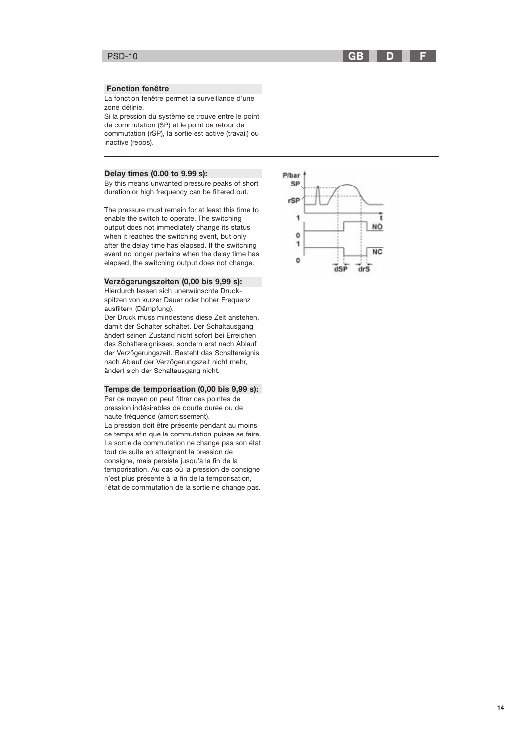### Fonction fenêtre

La fonction fenêtre permet la surveillance d'une zone définie.
Si la pression du système se trouve entre le point de commutation (SP) et le point de retour de commutation (rSP), la sortie est active (travail) ou inactive (repos).

---

### Delay times (0.00 to 9.99 s):

By this means unwanted pressure peaks of short duration or high frequency can be filtered out.

The pressure must remain for at least this time to enable the switch to operate. The switching output does not immediately change its status when it reaches the switching event, but only after the delay time has elapsed. If the switching event no longer pertains when the delay time has elapsed, the switching output does not change.

### Verzögerungszeiten (0,00 bis 9,99 s):

Hierdurch lassen sich unerwünschte Druckspitzen von kurzer Dauer oder hoher Frequenz ausfiltern (Dämpfung).
Der Druck muss mindestens diese Zeit anstehen, damit der Schalter schaltet. Der Schaltausgang ändert seinen Zustand nicht sofort bei Erreichen des Schaltereignisses, sondern erst nach Ablauf der Verzögerungszeit. Besteht das Schaltereignis nach Ablauf der Verzögerungszeit nicht mehr, ändert sich der Schaltausgang nicht.

### Temps de temporisation (0,00 bis 9,99 s):

Par ce moyen on peut filtrer des pointes de pression indésirables de courte durée ou de haute fréquence (amortissement).
La pression doit être présente pendant au moins ce temps afin que la commutation puisse se faire. La sortie de commutation ne change pas son état tout de suite en atteignant la pression de consigne, mais persiste jusqu'à la fin de la temporisation. Au cas où la pression de consigne n'est plus présente à la fin de la temporisation, l'état de commutation de la sortie ne change pas.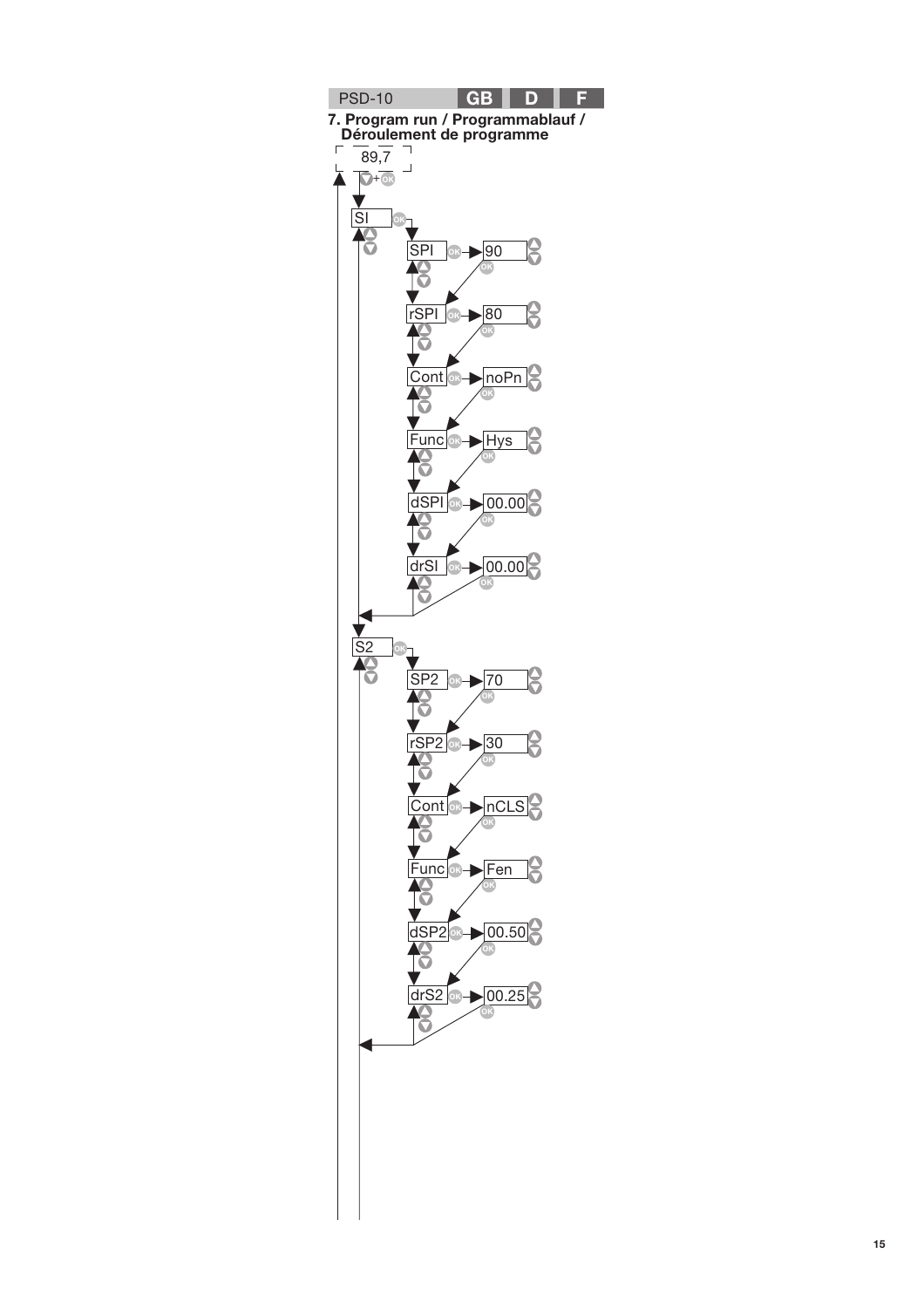## 7. Program run / Programmablauf / Déroulement de programme

89,7

▼ + OK

| Menu | Parameter | Value |
|---|---|---|
| SI | SPI | 90 |
| | rSPI | 80 |
| | Cont | noPn |
| | Func | Hys |
| | dSPI | 00.00 |
| | drSI | 00.00 |
| S2 | SP2 | 70 |
| | rSP2 | 30 |
| | Cont | nCLS |
| | Func | Fen |
| | dSP2 | 00.50 |
| | drS2 | 00.25 |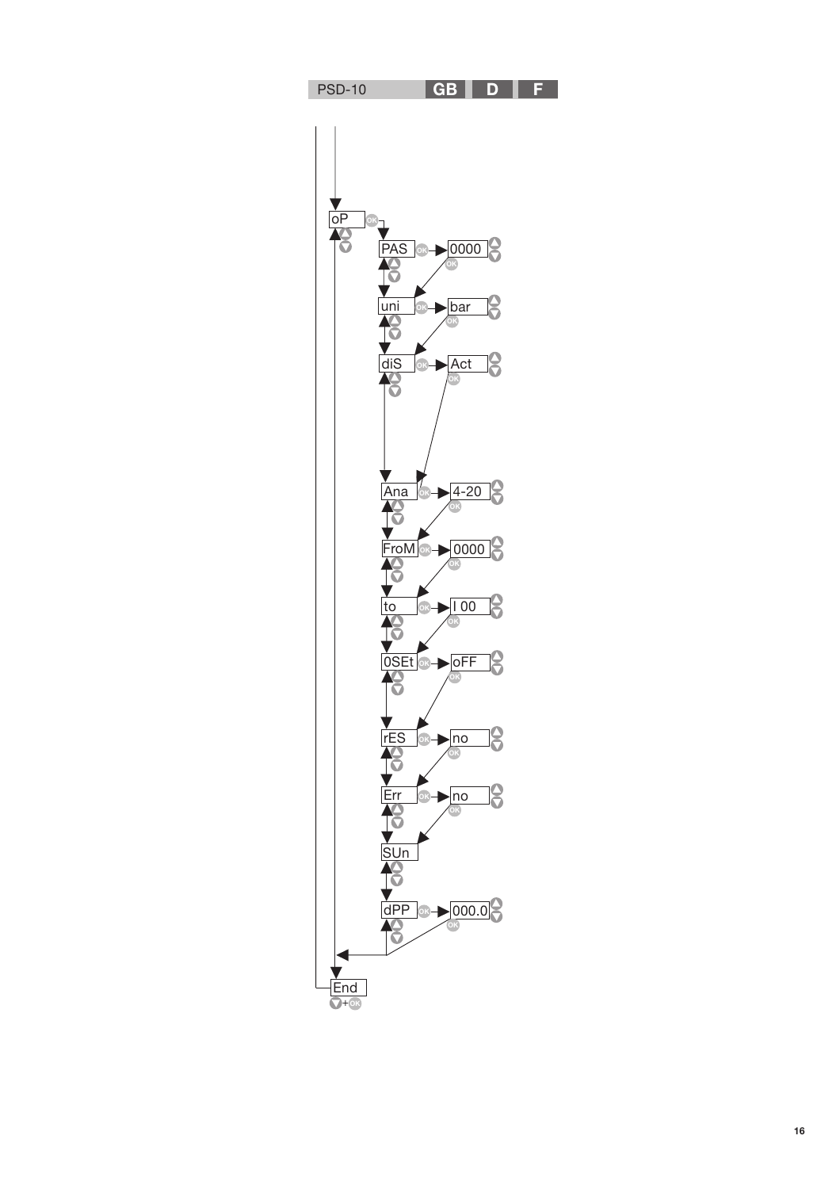oP

PAS → 0000

uni → bar

diS → Act

Ana → 4-20

FroM → 0000

to → I 00

0SEt → oFF

rES → no

Err → no

SUn

dPP → 000.0

End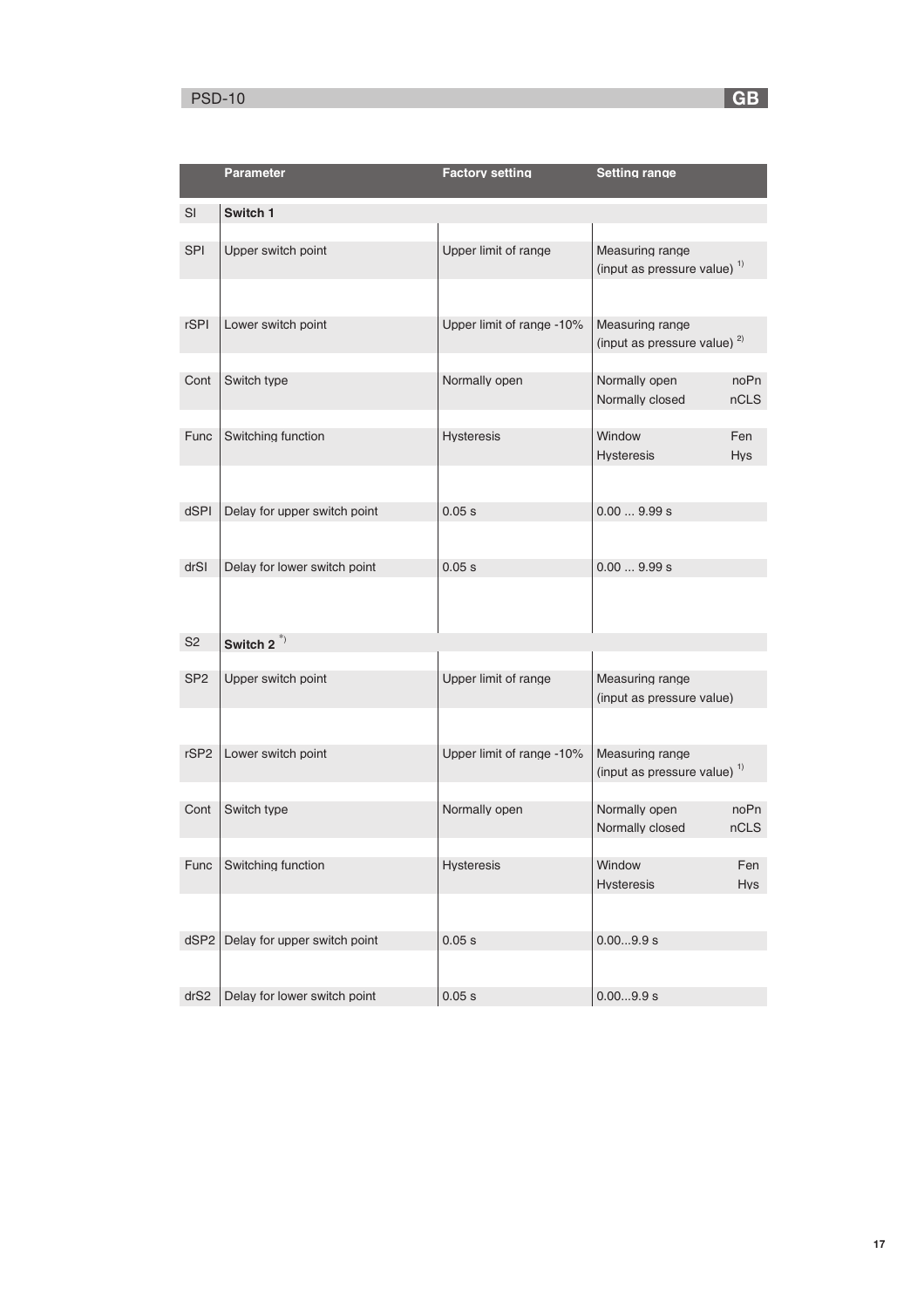| | Parameter | Factory setting | Setting range |
|---|---|---|---|
| SI | **Switch 1** | | |
| SPI | Upper switch point | Upper limit of range | Measuring range (input as pressure value) [1)] |
| rSPI | Lower switch point | Upper limit of range -10% | Measuring range (input as pressure value) [2)] |
| Cont | Switch type | Normally open | Normally open noPn<br>Normally closed nCLS |
| Func | Switching function | Hysteresis | Window Fen<br>Hysteresis Hys |
| dSPI | Delay for upper switch point | 0.05 s | 0.00 ... 9.99 s |
| drSI | Delay for lower switch point | 0.05 s | 0.00 ... 9.99 s |
| S2 | **Switch 2** [*)] | | |
| SP2 | Upper switch point | Upper limit of range | Measuring range (input as pressure value) |
| rSP2 | Lower switch point | Upper limit of range -10% | Measuring range (input as pressure value) [1)] |
| Cont | Switch type | Normally open | Normally open noPn<br>Normally closed nCLS |
| Func | Switching function | Hysteresis | Window Fen<br>Hysteresis Hys |
| dSP2 | Delay for upper switch point | 0.05 s | 0.00...9.9 s |
| drS2 | Delay for lower switch point | 0.05 s | 0.00...9.9 s |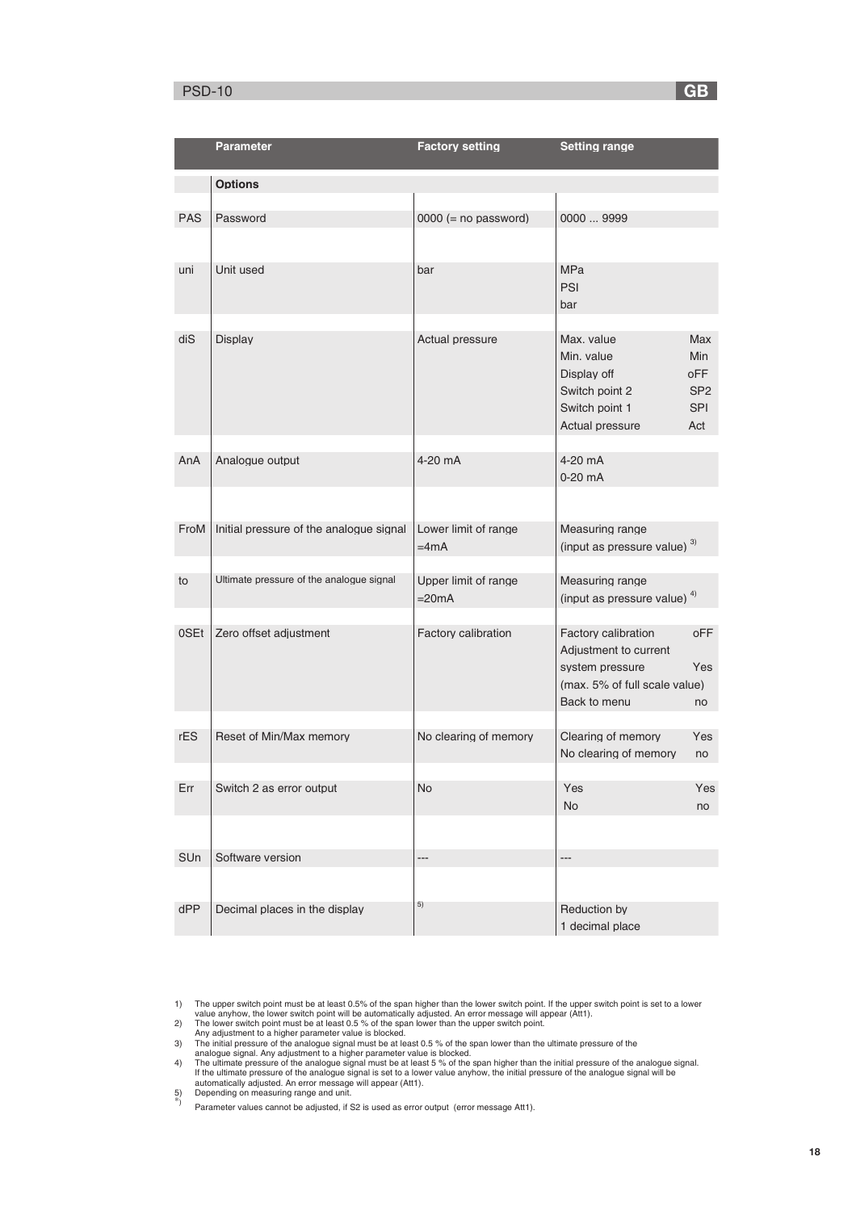| | Parameter | Factory setting | Setting range |
|---|---|---|---|
| | **Options** | | |
| PAS | Password | 0000 (= no password) | 0000 ... 9999 |
| uni | Unit used | bar | MPa<br>PSI<br>bar |
| diS | Display | Actual pressure | Max. value Max<br>Min. value Min<br>Display off oFF<br>Switch point 2 SP2<br>Switch point 1 SPI<br>Actual pressure Act |
| AnA | Analogue output | 4-20 mA | 4-20 mA<br>0-20 mA |
| FroM | Initial pressure of the analogue signal | Lower limit of range =4mA | Measuring range (input as pressure value) [3] |
| to | Ultimate pressure of the analogue signal | Upper limit of range =20mA | Measuring range (input as pressure value) [4] |
| 0SEt | Zero offset adjustment | Factory calibration | Factory calibration oFF<br>Adjustment to current system pressure Yes<br>(max. 5% of full scale value)<br>Back to menu no |
| rES | Reset of Min/Max memory | No clearing of memory | Clearing of memory Yes<br>No clearing of memory no |
| Err | Switch 2 as error output | No | Yes Yes<br>No no |
| SUn | Software version | --- | --- |
| dPP | Decimal places in the display | [5] | Reduction by 1 decimal place |

1) The upper switch point must be at least 0.5% of the span higher than the lower switch point. If the upper switch point is set to a lower value anyhow, the lower switch point will be automatically adjusted. An error message will appear (Att1).
2) The lower switch point must be at least 0.5 % of the span lower than the upper switch point. Any adjustment to a higher parameter value is blocked.
3) The initial pressure of the analogue signal must be at least 0.5 % of the span lower than the ultimate pressure of the analogue signal. Any adjustment to a higher parameter value is blocked.
4) The ultimate pressure of the analogue signal must be at least 5 % of the span higher than the initial pressure of the analogue signal. If the ultimate pressure of the analogue signal is set to a lower value anyhow, the initial pressure of the analogue signal will be automatically adjusted. An error message will appear (Att1).
5) Depending on measuring range and unit.
*) Parameter values cannot be adjusted, if S2 is used as error output (error message Att1).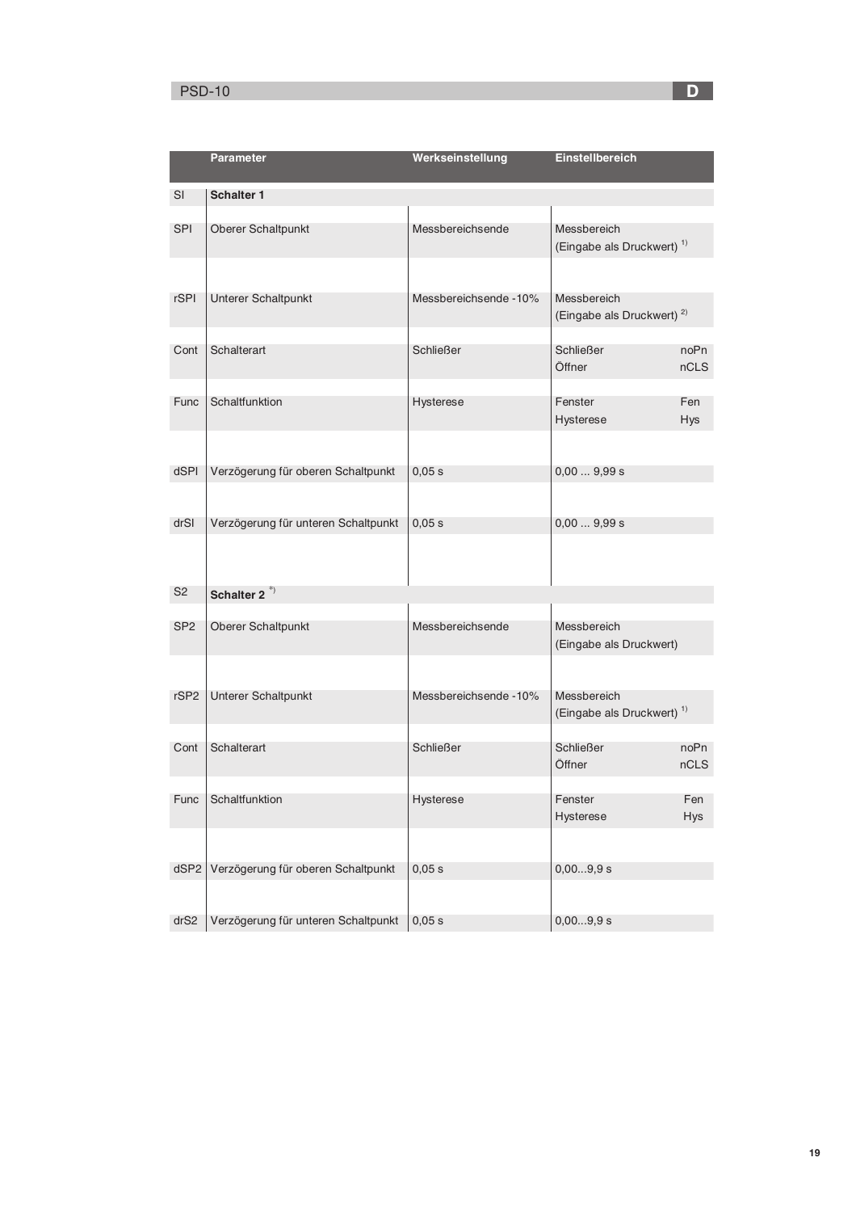| | Parameter | Werkseinstellung | Einstellbereich |
|---|---|---|---|
| SI | **Schalter 1** | | |
| SPI | Oberer Schaltpunkt | Messbereichsende | Messbereich (Eingabe als Druckwert) [1)] |
| rSPI | Unterer Schaltpunkt | Messbereichsende -10% | Messbereich (Eingabe als Druckwert) [2)] |
| Cont | Schalterart | Schließer | Schließer noPn<br>Öffner nCLS |
| Func | Schaltfunktion | Hysterese | Fenster Fen<br>Hysterese Hys |
| dSPI | Verzögerung für oberen Schaltpunkt | 0,05 s | 0,00 ... 9,99 s |
| drSI | Verzögerung für unteren Schaltpunkt | 0,05 s | 0,00 ... 9,99 s |
| S2 | **Schalter 2** [*)] | | |
| SP2 | Oberer Schaltpunkt | Messbereichsende | Messbereich (Eingabe als Druckwert) |
| rSP2 | Unterer Schaltpunkt | Messbereichsende -10% | Messbereich (Eingabe als Druckwert) [1)] |
| Cont | Schalterart | Schließer | Schließer noPn<br>Öffner nCLS |
| Func | Schaltfunktion | Hysterese | Fenster Fen<br>Hysterese Hys |
| dSP2 | Verzögerung für oberen Schaltpunkt | 0,05 s | 0,00...9,9 s |
| drS2 | Verzögerung für unteren Schaltpunkt | 0,05 s | 0,00...9,9 s |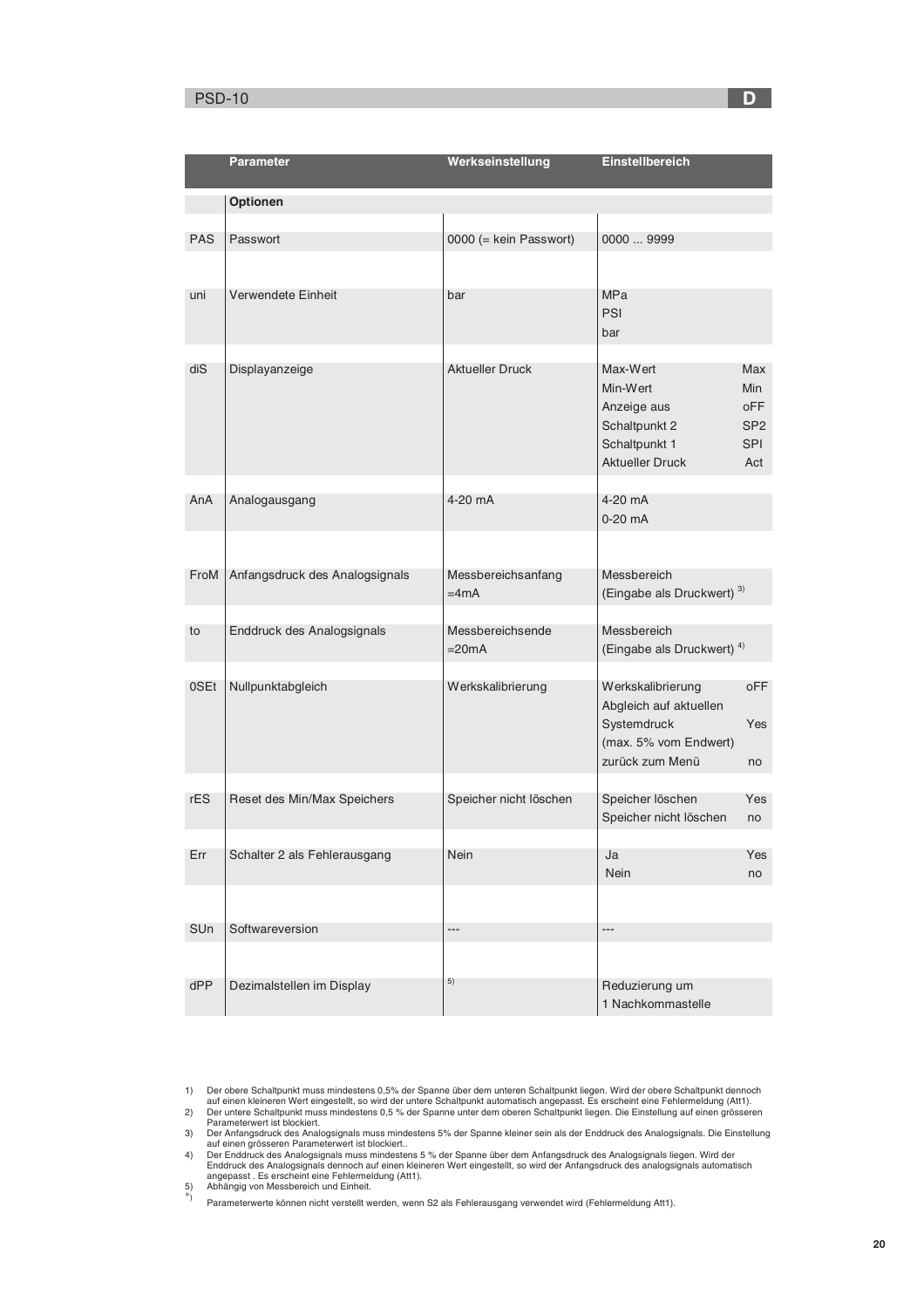| | Parameter | Werkseinstellung | Einstellbereich | |
|---|---|---|---|---|
| | **Optionen** | | | |
| PAS | Passwort | 0000 (= kein Passwort) | 0000 ... 9999 | |
| uni | Verwendete Einheit | bar | MPa<br>PSI<br>bar | |
| diS | Displayanzeige | Aktueller Druck | Max-Wert<br>Min-Wert<br>Anzeige aus<br>Schaltpunkt 2<br>Schaltpunkt 1<br>Aktueller Druck | Max<br>Min<br>oFF<br>SP2<br>SPI<br>Act |
| AnA | Analogausgang | 4-20 mA | 4-20 mA<br>0-20 mA | |
| FroM | Anfangsdruck des Analogsignals | Messbereichsanfang =4mA | Messbereich (Eingabe als Druckwert) 3) | |
| to | Enddruck des Analogsignals | Messbereichsende =20mA | Messbereich (Eingabe als Druckwert) 4) | |
| 0SEt | Nullpunktabgleich | Werkskalibrierung | Werkskalibrierung<br>Abgleich auf aktuellen Systemdruck (max. 5% vom Endwert)<br>zurück zum Menü | oFF<br>Yes<br>no |
| rES | Reset des Min/Max Speichers | Speicher nicht löschen | Speicher löschen<br>Speicher nicht löschen | Yes<br>no |
| Err | Schalter 2 als Fehlerausgang | Nein | Ja<br>Nein | Yes<br>no |
| SUn | Softwareversion | --- | --- | |
| dPP | Dezimalstellen im Display | 5) | Reduzierung um 1 Nachkommastelle | |

1) Der obere Schaltpunkt muss mindestens 0,5% der Spanne über dem unteren Schaltpunkt liegen. Wird der obere Schaltpunkt dennoch auf einen kleineren Wert eingestellt, so wird der untere Schaltpunkt automatisch angepasst. Es erscheint eine Fehlermeldung (Att1).
2) Der untere Schaltpunkt muss mindestens 0,5 % der Spanne unter dem oberen Schaltpunkt liegen. Die Einstellung auf einen grösseren Parameterwert ist blockiert.
3) Der Anfangsdruck des Analogsignals muss mindestens 5% der Spanne kleiner sein als der Enddruck des Analogsignals. Die Einstellung auf einen grösseren Parameterwert ist blockiert..
4) Der Enddruck des Analogsignals muss mindestens 5 % der Spanne über dem Anfangsdruck des Analogsignals liegen. Wird der Enddruck des Analogsignals dennoch auf einen kleineren Wert eingestellt, so wird der Anfangsdruck des analogsignals automatisch angepasst . Es erscheint eine Fehlermeldung (Att1).
5) Abhängig von Messbereich und Einheit.
*) Parameterwerte können nicht verstellt werden, wenn S2 als Fehlerausgang verwendet wird (Fehlermeldung Att1).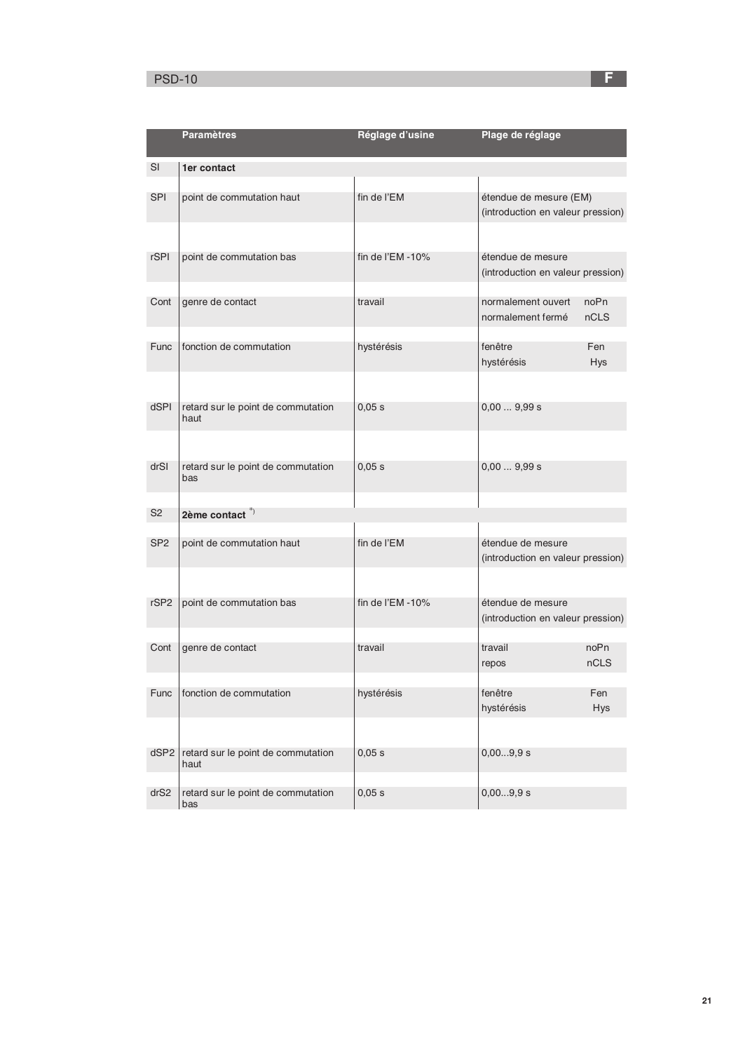| | Paramètres | Réglage d'usine | Plage de réglage |
|---|---|---|---|
| SI | **1er contact** | | |
| SPI | point de commutation haut | fin de l'EM | étendue de mesure (EM) (introduction en valeur pression) |
| rSPI | point de commutation bas | fin de l'EM -10% | étendue de mesure (introduction en valeur pression) |
| Cont | genre de contact | travail | normalement ouvert noPn<br>normalement fermé nCLS |
| Func | fonction de commutation | hystérésis | fenêtre Fen<br>hystérésis Hys |
| dSPI | retard sur le point de commutation haut | 0,05 s | 0,00 ... 9,99 s |
| drSI | retard sur le point de commutation bas | 0,05 s | 0,00 ... 9,99 s |
| S2 | **2ème contact** *) | | |
| SP2 | point de commutation haut | fin de l'EM | étendue de mesure (introduction en valeur pression) |
| rSP2 | point de commutation bas | fin de l'EM -10% | étendue de mesure (introduction en valeur pression) |
| Cont | genre de contact | travail | travail noPn<br>repos nCLS |
| Func | fonction de commutation | hystérésis | fenêtre Fen<br>hystérésis Hys |
| dSP2 | retard sur le point de commutation haut | 0,05 s | 0,00...9,9 s |
| drS2 | retard sur le point de commutation bas | 0,05 s | 0,00...9,9 s |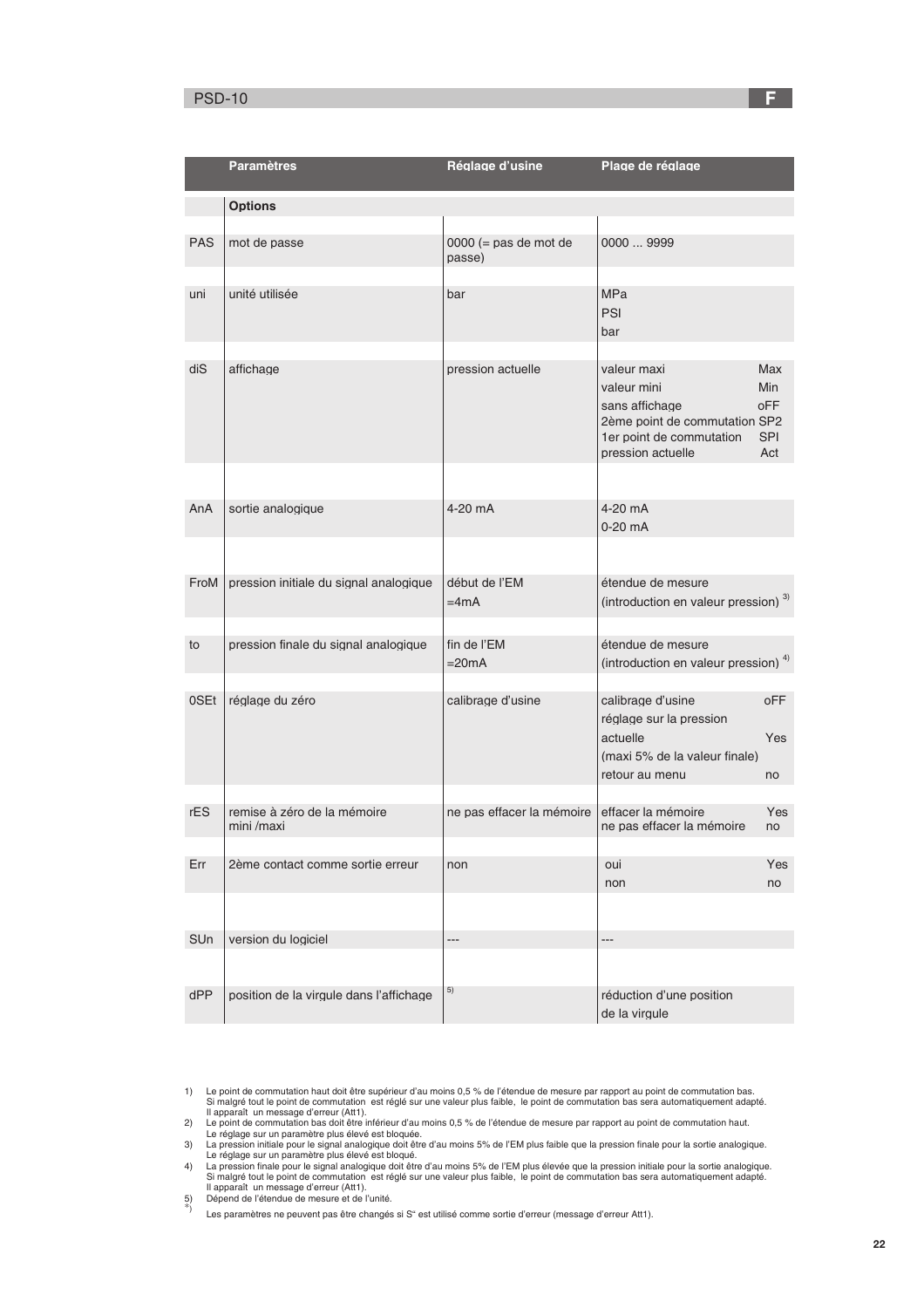| | Paramètres | Réglage d'usine | Plage de réglage |
|---|---|---|---|
| | **Options** | | |
| PAS | mot de passe | 0000 (= pas de mot de passe) | 0000 ... 9999 |
| uni | unité utilisée | bar | MPa<br>PSI<br>bar |
| diS | affichage | pression actuelle | valeur maxi Max<br>valeur mini Min<br>sans affichage oFF<br>2ème point de commutation SP2<br>1er point de commutation SPI<br>pression actuelle Act |
| AnA | sortie analogique | 4-20 mA | 4-20 mA<br>0-20 mA |
| FroM | pression initiale du signal analogique | début de l'EM<br>=4mA | étendue de mesure<br>(introduction en valeur pression) [3] |
| to | pression finale du signal analogique | fin de l'EM<br>=20mA | étendue de mesure<br>(introduction en valeur pression) [4] |
| 0SEt | réglage du zéro | calibrage d'usine | calibrage d'usine oFF<br>réglage sur la pression actuelle Yes<br>(maxi 5% de la valeur finale)<br>retour au menu no |
| rES | remise à zéro de la mémoire mini /maxi | ne pas effacer la mémoire | effacer la mémoire Yes<br>ne pas effacer la mémoire no |
| Err | 2ème contact comme sortie erreur | non | oui Yes<br>non no |
| SUn | version du logiciel | --- | --- |
| dPP | position de la virgule dans l'affichage | [5] | réduction d'une position de la virgule |

1) Le point de commutation haut doit être supérieur d'au moins 0,5 % de l'étendue de mesure par rapport au point de commutation bas. Si malgré tout le point de commutation est réglé sur une valeur plus faible, le point de commutation bas sera automatiquement adapté. Il apparaît un message d'erreur (Att1).
2) Le point de commutation bas doit être inférieur d'au moins 0,5 % de l'étendue de mesure par rapport au point de commutation haut. Le réglage sur un paramètre plus élevé est bloquée.
3) La pression initiale pour le signal analogique doit être d'au moins 5% de l'EM plus faible que la pression finale pour la sortie analogique. Le réglage sur un paramètre plus élevé est bloqué.
4) La pression finale pour le signal analogique doit être d'au moins 5% de l'EM plus élevée que la pression initiale pour la sortie analogique. Si malgré tout le point de commutation est réglé sur une valeur plus faible, le point de commutation bas sera automatiquement adapté. Il apparaît un message d'erreur (Att1).
5) Dépend de l'étendue de mesure et de l'unité.
*) Les paramètres ne peuvent pas être changés si S" est utilisé comme sortie d'erreur (message d'erreur Att1).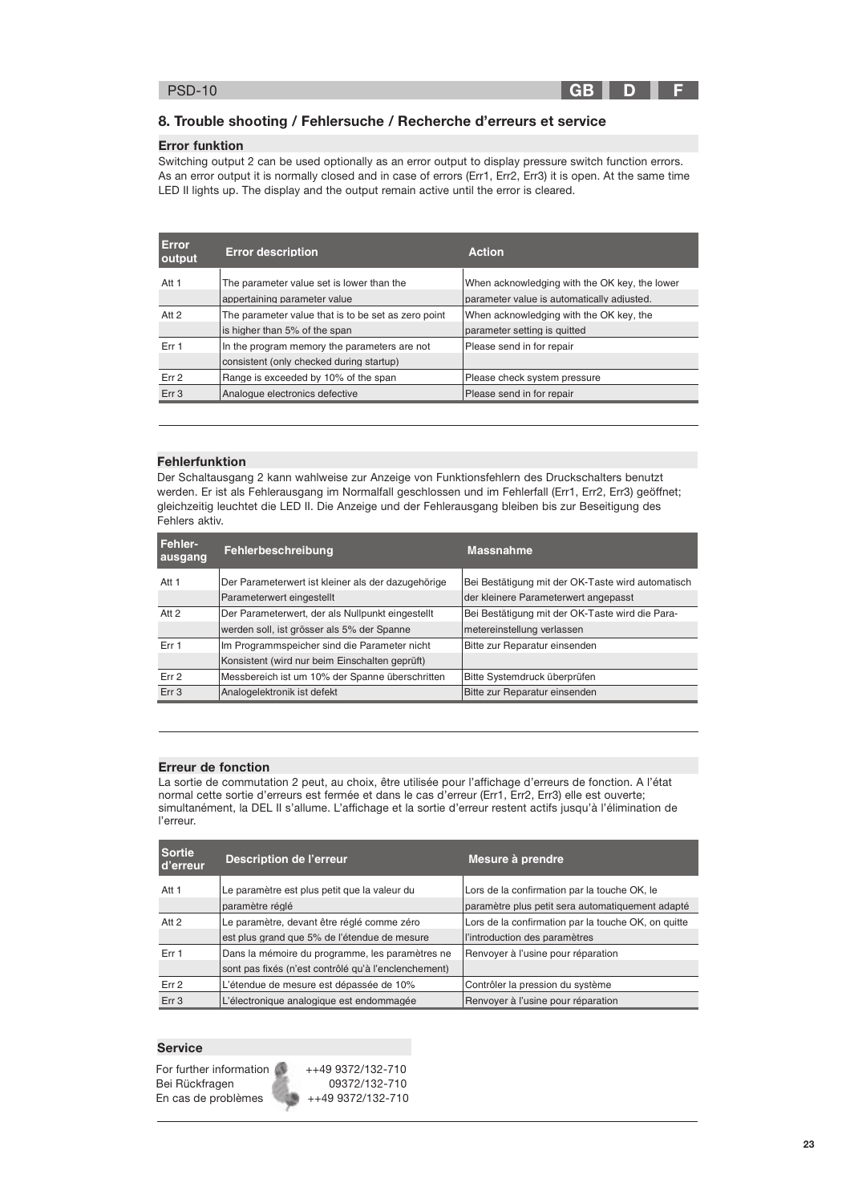## 8. Trouble shooting / Fehlersuche / Recherche d'erreurs et service

### Error funktion

Switching output 2 can be used optionally as an error output to display pressure switch function errors. As an error output it is normally closed and in case of errors (Err1, Err2, Err3) it is open. At the same time LED II lights up. The display and the output remain active until the error is cleared.

| Error output | Error description | Action |
|---|---|---|
| Att 1 | The parameter value set is lower than the appertaining parameter value | When acknowledging with the OK key, the lower parameter value is automatically adjusted. |
| Att 2 | The parameter value that is to be set as zero point is higher than 5% of the span | When acknowledging with the OK key, the parameter setting is quitted |
| Err 1 | In the program memory the parameters are not consistent (only checked during startup) | Please send in for repair |
| Err 2 | Range is exceeded by 10% of the span | Please check system pressure |
| Err 3 | Analogue electronics defective | Please send in for repair |

### Fehlerfunktion

Der Schaltausgang 2 kann wahlweise zur Anzeige von Funktionsfehlern des Druckschalters benutzt werden. Er ist als Fehlerausgang im Normalfall geschlossen und im Fehlerfall (Err1, Err2, Err3) geöffnet; gleichzeitig leuchtet die LED II. Die Anzeige und der Fehlerausgang bleiben bis zur Beseitigung des Fehlers aktiv.

| Fehler-ausgang | Fehlerbeschreibung | Massnahme |
|---|---|---|
| Att 1 | Der Parameterwert ist kleiner als der dazugehörige Parameterwert eingestellt | Bei Bestätigung mit der OK-Taste wird automatisch der kleinere Parameterwert angepasst |
| Att 2 | Der Parameterwert, der als Nullpunkt eingestellt werden soll, ist grösser als 5% der Spanne | Bei Bestätigung mit der OK-Taste wird die Parametereinstellung verlassen |
| Err 1 | Im Programmspeicher sind die Parameter nicht Konsistent (wird nur beim Einschalten geprüft) | Bitte zur Reparatur einsenden |
| Err 2 | Messbereich ist um 10% der Spanne überschritten | Bitte Systemdruck überprüfen |
| Err 3 | Analogelektronik ist defekt | Bitte zur Reparatur einsenden |

### Erreur de fonction

La sortie de commutation 2 peut, au choix, être utilisée pour l'affichage d'erreurs de fonction. A l'état normal cette sortie d'erreurs est fermée et dans le cas d'erreur (Err1, Err2, Err3) elle est ouverte; simultanément, la DEL II s'allume. L'affichage et la sortie d'erreur restent actifs jusqu'à l'élimination de l'erreur.

| Sortie d'erreur | Description de l'erreur | Mesure à prendre |
|---|---|---|
| Att 1 | Le paramètre est plus petit que la valeur du paramètre réglé | Lors de la confirmation par la touche OK, le paramètre plus petit sera automatiquement adapté |
| Att 2 | Le paramètre, devant être réglé comme zéro est plus grand que 5% de l'étendue de mesure | Lors de la confirmation par la touche OK, on quitte l'introduction des paramètres |
| Err 1 | Dans la mémoire du programme, les paramètres ne sont pas fixés (n'est contrôlé qu'à l'enclenchement) | Renvoyer à l'usine pour réparation |
| Err 2 | L'étendue de mesure est dépassée de 10% | Contrôler la pression du système |
| Err 3 | L'électronique analogique est endommagée | Renvoyer à l'usine pour réparation |

### Service

For further information ++49 9372/132-710
Bei Rückfragen 09372/132-710
En cas de problèmes ++49 9372/132-710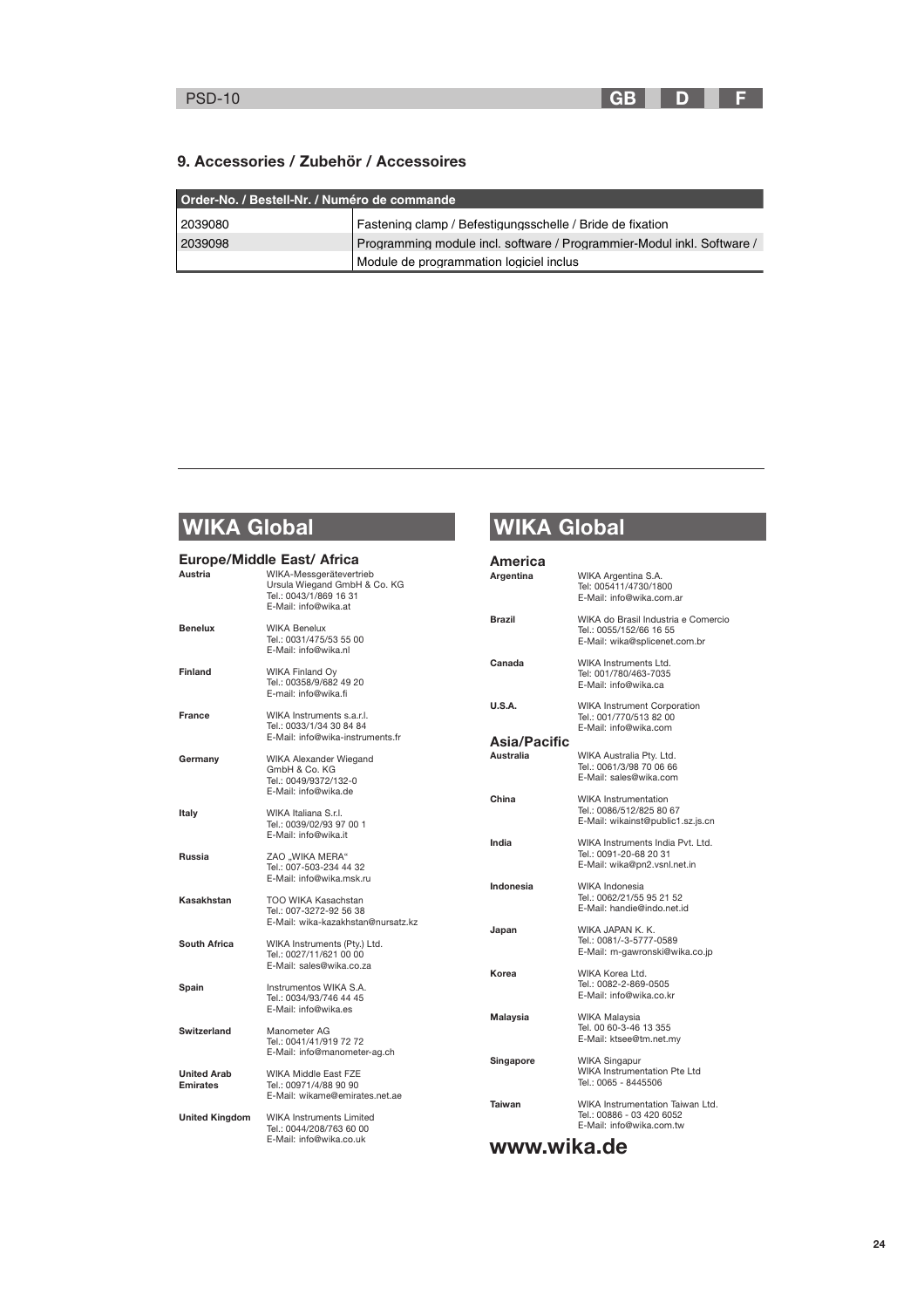## 9. Accessories / Zubehör / Accessoires

| Order-No. / Bestell-Nr. / Numéro de commande | |
|---|---|
| 2039080 | Fastening clamp / Befestigungsschelle / Bride de fixation |
| 2039098 | Programming module incl. software / Programmier-Modul inkl. Software / Module de programmation logiciel inclus |

# WIKA Global

### Europe/Middle East/ Africa

**Austria**
WIKA-Messgerätevertrieb
Ursula Wiegand GmbH & Co. KG
Tel.: 0043/1/869 16 31
E-Mail: info@wika.at

**Benelux**
WIKA Benelux
Tel.: 0031/475/53 55 00
E-Mail: info@wika.nl

**Finland**
WIKA Finland Oy
Tel.: 00358/9/682 49 20
E-mail: info@wika.fi

**France**
WIKA Instruments s.a.r.l.
Tel.: 0033/1/34 30 84 84
E-Mail: info@wika-instruments.fr

**Germany**
WIKA Alexander Wiegand
GmbH & Co. KG
Tel.: 0049/9372/132-0
E-Mail: info@wika.de

**Italy**
WIKA Italiana S.r.l.
Tel.: 0039/02/93 97 00 1
E-Mail: info@wika.it

**Russia**
ZAO „WIKA MERA“
Tel.: 007-503-234 44 32
E-Mail: info@wika.msk.ru

**Kasakhstan**
TOO WIKA Kasachstan
Tel.: 007-3272-92 56 38
E-Mail: wika-kazakhstan@nursatz.kz

**South Africa**
WIKA Instruments (Pty.) Ltd.
Tel.: 0027/11/621 00 00
E-Mail: sales@wika.co.za

**Spain**
Instrumentos WIKA S.A.
Tel.: 0034/93/746 44 45
E-Mail: info@wika.es

**Switzerland**
Manometer AG
Tel.: 0041/41/919 72 72
E-Mail: info@manometer-ag.ch

**United Arab Emirates**
WIKA Middle East FZE
Tel.: 00971/4/88 90 90
E-Mail: wikame@emirates.net.ae

**United Kingdom**
WIKA Instruments Limited
Tel.: 0044/208/763 60 00
E-Mail: info@wika.co.uk

# WIKA Global

### America

**Argentina**
WIKA Argentina S.A.
Tel: 005411/4730/1800
E-Mail: info@wika.com.ar

**Brazil**
WIKA do Brasil Industria e Comercio
Tel.: 0055/152/66 16 55
E-Mail: wika@splicenet.com.br

**Canada**
WIKA Instruments Ltd.
Tel: 001/780/463-7035
E-Mail: info@wika.ca

**U.S.A.**
WIKA Instrument Corporation
Tel.: 001/770/513 82 00
E-Mail: info@wika.com

### Asia/Pacific

**Australia**
WIKA Australia Pty. Ltd.
Tel.: 0061/3/98 70 06 66
E-Mail: sales@wika.com

**China**
WIKA Instrumentation
Tel.: 0086/512/825 80 67
E-Mail: wikainst@public1.sz.js.cn

**India**
WIKA Instruments India Pvt. Ltd.
Tel.: 0091-20-68 20 31
E-Mail: wika@pn2.vsnl.net.in

**Indonesia**
WIKA Indonesia
Tel.: 0062/21/55 95 21 52
E-Mail: handie@indo.net.id

**Japan**
WIKA JAPAN K. K.
Tel.: 0081/-3-5777-0589
E-Mail: m-gawronski@wika.co.jp

**Korea**
WIKA Korea Ltd.
Tel.: 0082-2-869-0505
E-Mail: info@wika.co.kr

**Malaysia**
WIKA Malaysia
Tel. 00 60-3-46 13 355
E-Mail: ktsee@tm.net.my

**Singapore**
WIKA Singapur
WIKA Instrumentation Pte Ltd
Tel.: 0065 - 8445506

**Taiwan**
WIKA Instrumentation Taiwan Ltd.
Tel.: 00886 - 03 420 6052
E-Mail: info@wika.com.tw

## www.wika.de